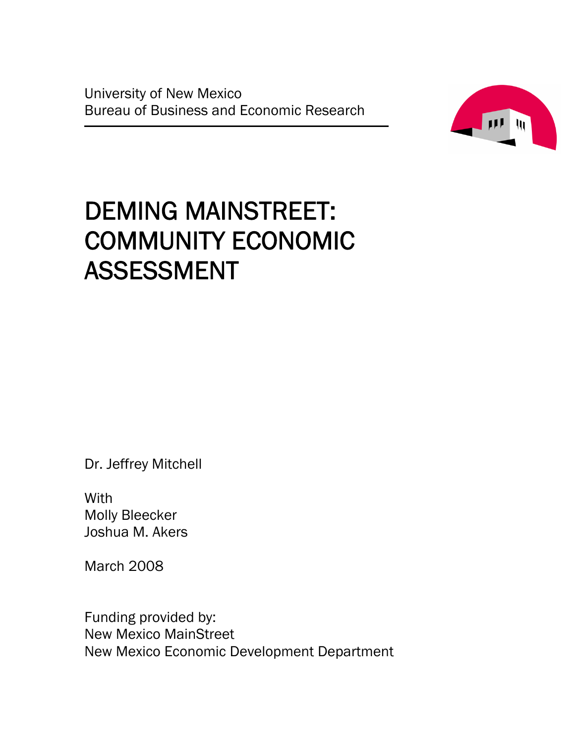University of New Mexico
Bureau of Business and Economic Research

# DEMING MAINSTREET: COMMUNITY ECONOMIC ASSESSMENT

Dr. Jeffrey Mitchell

With
Molly Bleecker
Joshua M. Akers

March 2008

Funding provided by:
New Mexico MainStreet
New Mexico Economic Development Department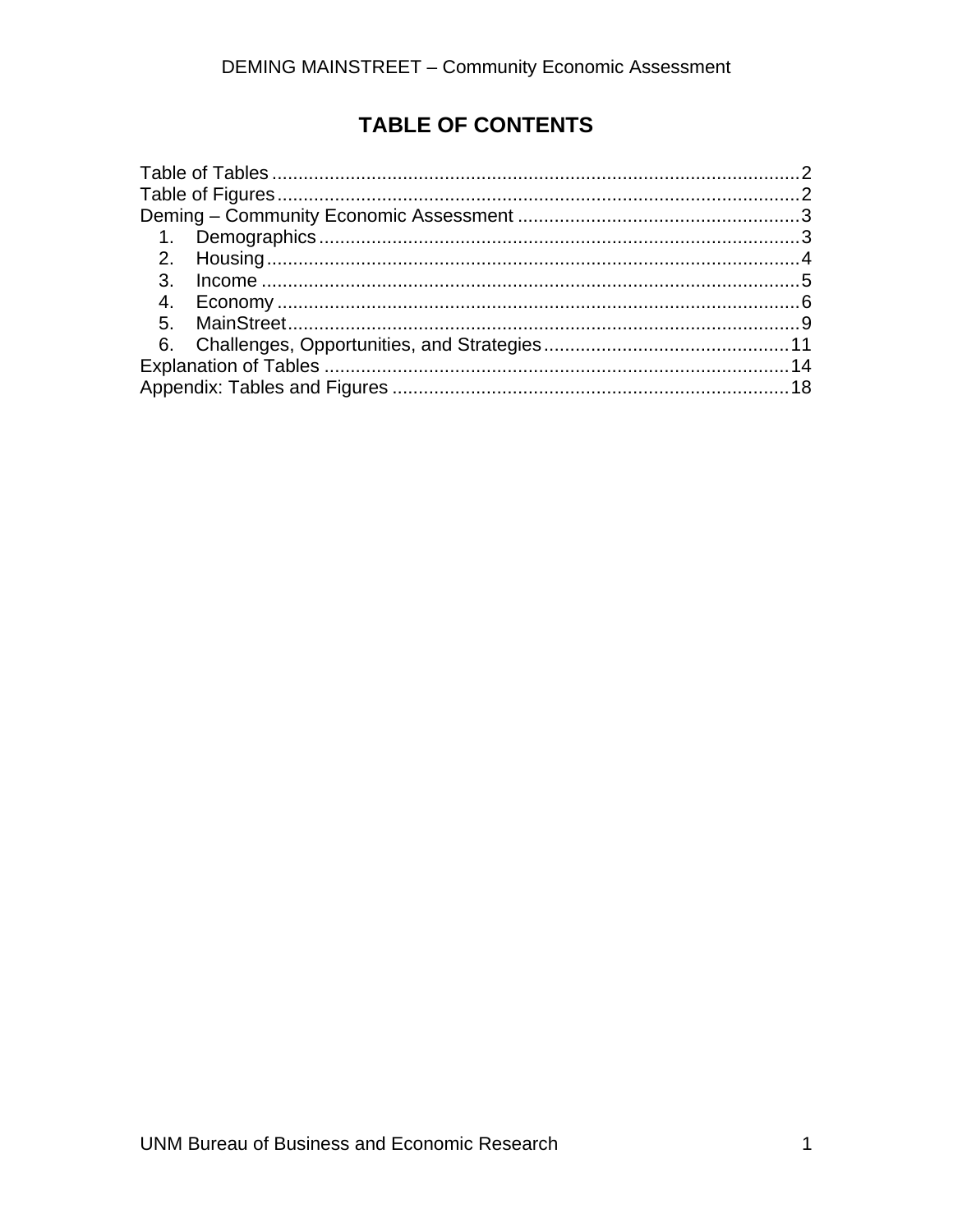# TABLE OF CONTENTS

Table of Tables .................................................................................................... 2
Table of Figures ................................................................................................... 2
Deming – Community Economic Assessment ..................................................... 3
1. Demographics ............................................................................................ 3
2. Housing ...................................................................................................... 4
3. Income ....................................................................................................... 5
4. Economy .................................................................................................... 6
5. MainStreet .................................................................................................. 9
6. Challenges, Opportunities, and Strategies ............................................... 11
Explanation of Tables ........................................................................................ 14
Appendix: Tables and Figures ........................................................................... 18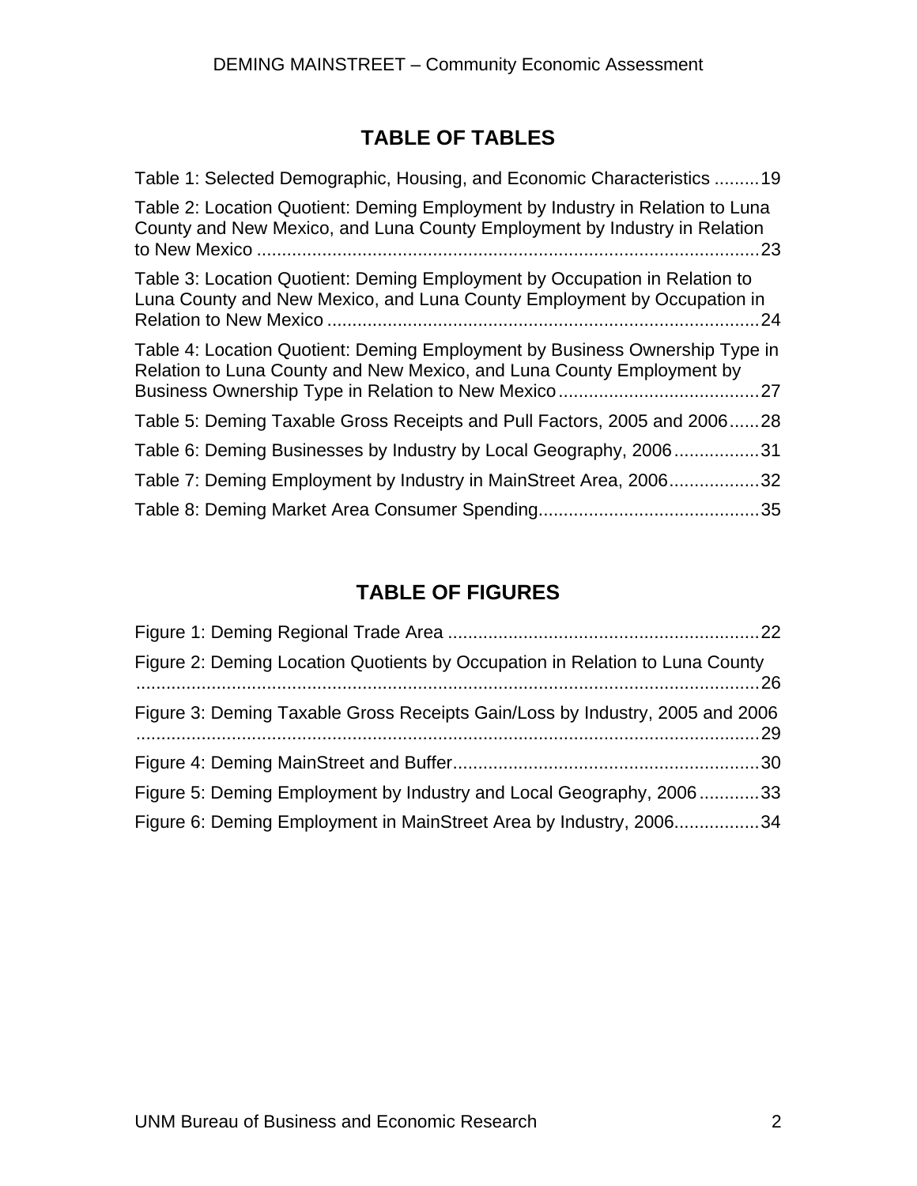## TABLE OF TABLES

Table 1: Selected Demographic, Housing, and Economic Characteristics .........19

Table 2: Location Quotient: Deming Employment by Industry in Relation to Luna County and New Mexico, and Luna County Employment by Industry in Relation to New Mexico .....................................................................................................23

Table 3: Location Quotient: Deming Employment by Occupation in Relation to Luna County and New Mexico, and Luna County Employment by Occupation in Relation to New Mexico ......................................................................................24

Table 4: Location Quotient: Deming Employment by Business Ownership Type in Relation to Luna County and New Mexico, and Luna County Employment by Business Ownership Type in Relation to New Mexico........................................27

Table 5: Deming Taxable Gross Receipts and Pull Factors, 2005 and 2006......28

Table 6: Deming Businesses by Industry by Local Geography, 2006.................31

Table 7: Deming Employment by Industry in MainStreet Area, 2006..................32

Table 8: Deming Market Area Consumer Spending............................................35

## TABLE OF FIGURES

Figure 1: Deming Regional Trade Area ..............................................................22

Figure 2: Deming Location Quotients by Occupation in Relation to Luna County ..............................................................................................................................26

Figure 3: Deming Taxable Gross Receipts Gain/Loss by Industry, 2005 and 2006 ..............................................................................................................................29

Figure 4: Deming MainStreet and Buffer.............................................................30

Figure 5: Deming Employment by Industry and Local Geography, 2006............33

Figure 6: Deming Employment in MainStreet Area by Industry, 2006.................34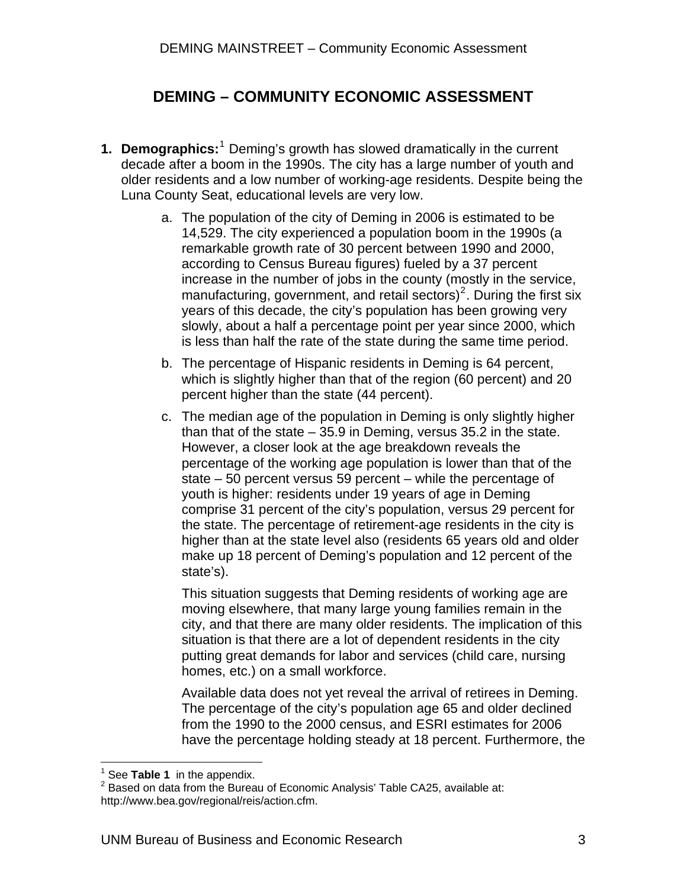# DEMING – COMMUNITY ECONOMIC ASSESSMENT

1. **Demographics:**[1] Deming's growth has slowed dramatically in the current decade after a boom in the 1990s. The city has a large number of youth and older residents and a low number of working-age residents. Despite being the Luna County Seat, educational levels are very low.

    a. The population of the city of Deming in 2006 is estimated to be 14,529. The city experienced a population boom in the 1990s (a remarkable growth rate of 30 percent between 1990 and 2000, according to Census Bureau figures) fueled by a 37 percent increase in the number of jobs in the county (mostly in the service, manufacturing, government, and retail sectors)[2]. During the first six years of this decade, the city's population has been growing very slowly, about a half a percentage point per year since 2000, which is less than half the rate of the state during the same time period.

    b. The percentage of Hispanic residents in Deming is 64 percent, which is slightly higher than that of the region (60 percent) and 20 percent higher than the state (44 percent).

    c. The median age of the population in Deming is only slightly higher than that of the state – 35.9 in Deming, versus 35.2 in the state. However, a closer look at the age breakdown reveals the percentage of the working age population is lower than that of the state – 50 percent versus 59 percent – while the percentage of youth is higher: residents under 19 years of age in Deming comprise 31 percent of the city's population, versus 29 percent for the state. The percentage of retirement-age residents in the city is higher than at the state level also (residents 65 years old and older make up 18 percent of Deming's population and 12 percent of the state's).

       This situation suggests that Deming residents of working age are moving elsewhere, that many large young families remain in the city, and that there are many older residents. The implication of this situation is that there are a lot of dependent residents in the city putting great demands for labor and services (child care, nursing homes, etc.) on a small workforce.

       Available data does not yet reveal the arrival of retirees in Deming. The percentage of the city's population age 65 and older declined from the 1990 to the 2000 census, and ESRI estimates for 2006 have the percentage holding steady at 18 percent. Furthermore, the

---

[1] See **Table 1** in the appendix.

[2] Based on data from the Bureau of Economic Analysis' Table CA25, available at: http://www.bea.gov/regional/reis/action.cfm.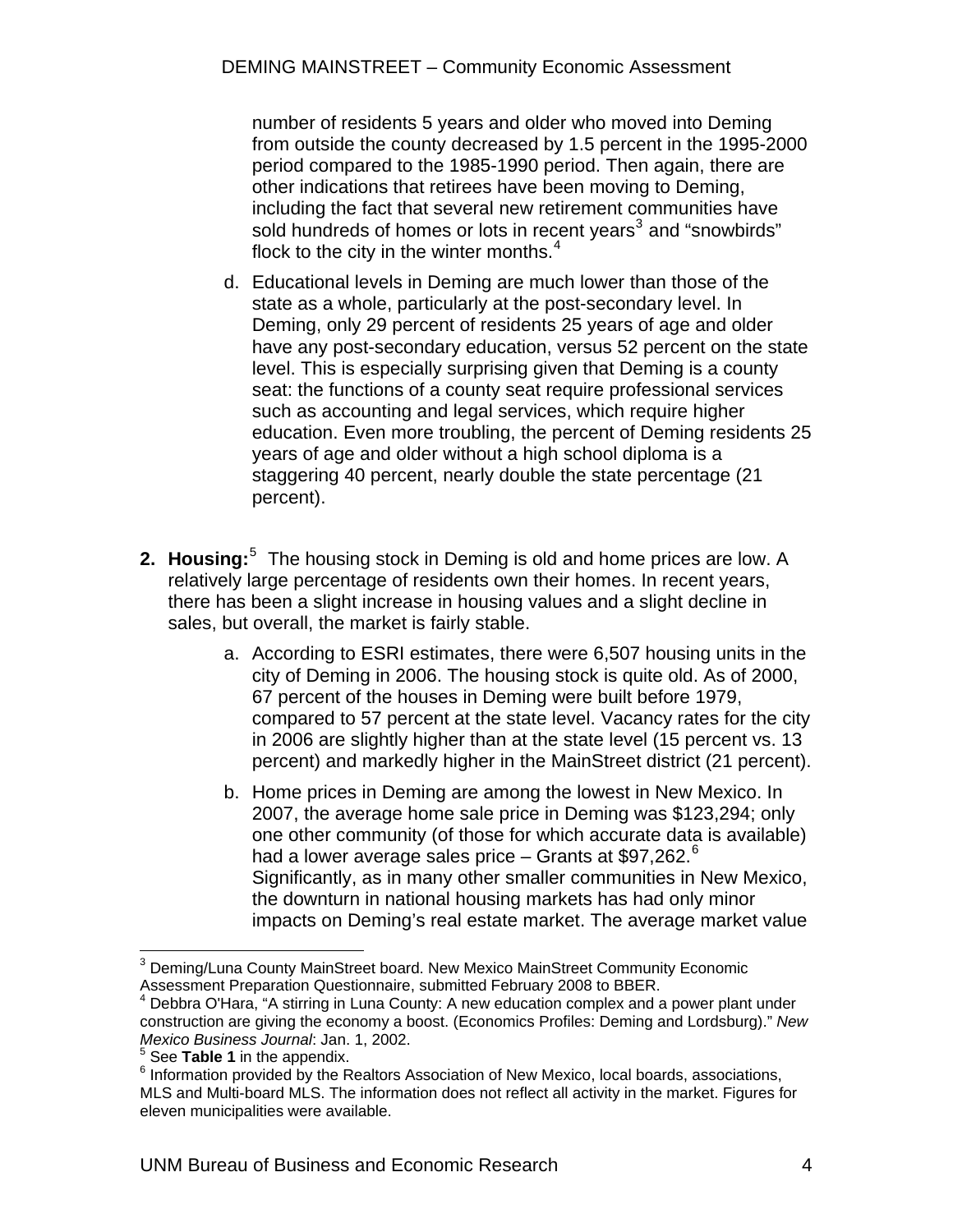number of residents 5 years and older who moved into Deming from outside the county decreased by 1.5 percent in the 1995-2000 period compared to the 1985-1990 period. Then again, there are other indications that retirees have been moving to Deming, including the fact that several new retirement communities have sold hundreds of homes or lots in recent years[3] and "snowbirds" flock to the city in the winter months.[4]

d. Educational levels in Deming are much lower than those of the state as a whole, particularly at the post-secondary level. In Deming, only 29 percent of residents 25 years of age and older have any post-secondary education, versus 52 percent on the state level. This is especially surprising given that Deming is a county seat: the functions of a county seat require professional services such as accounting and legal services, which require higher education. Even more troubling, the percent of Deming residents 25 years of age and older without a high school diploma is a staggering 40 percent, nearly double the state percentage (21 percent).

2. **Housing:**[5] The housing stock in Deming is old and home prices are low. A relatively large percentage of residents own their homes. In recent years, there has been a slight increase in housing values and a slight decline in sales, but overall, the market is fairly stable.

   a. According to ESRI estimates, there were 6,507 housing units in the city of Deming in 2006. The housing stock is quite old. As of 2000, 67 percent of the houses in Deming were built before 1979, compared to 57 percent at the state level. Vacancy rates for the city in 2006 are slightly higher than at the state level (15 percent vs. 13 percent) and markedly higher in the MainStreet district (21 percent).

   b. Home prices in Deming are among the lowest in New Mexico. In 2007, the average home sale price in Deming was $123,294; only one other community (of those for which accurate data is available) had a lower average sales price – Grants at $97,262.[6] Significantly, as in many other smaller communities in New Mexico, the downturn in national housing markets has had only minor impacts on Deming's real estate market. The average market value

---

[3] Deming/Luna County MainStreet board. New Mexico MainStreet Community Economic Assessment Preparation Questionnaire, submitted February 2008 to BBER.

[4] Debbra O'Hara, "A stirring in Luna County: A new education complex and a power plant under construction are giving the economy a boost. (Economics Profiles: Deming and Lordsburg)." *New Mexico Business Journal*: Jan. 1, 2002.

[5] See **Table 1** in the appendix.

[6] Information provided by the Realtors Association of New Mexico, local boards, associations, MLS and Multi-board MLS. The information does not reflect all activity in the market. Figures for eleven municipalities were available.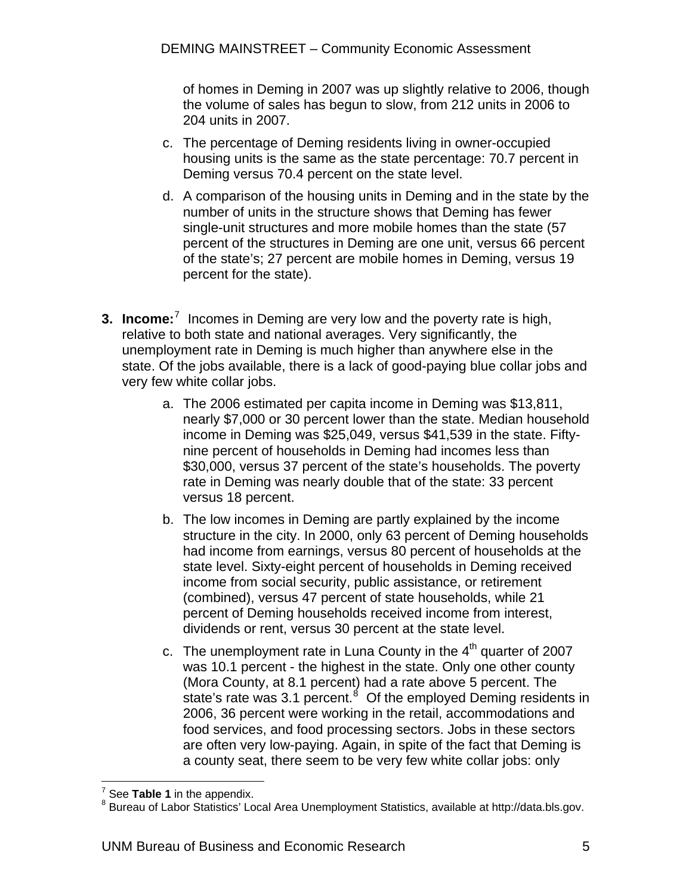of homes in Deming in 2007 was up slightly relative to 2006, though the volume of sales has begun to slow, from 212 units in 2006 to 204 units in 2007.

c. The percentage of Deming residents living in owner-occupied housing units is the same as the state percentage: 70.7 percent in Deming versus 70.4 percent on the state level.

d. A comparison of the housing units in Deming and in the state by the number of units in the structure shows that Deming has fewer single-unit structures and more mobile homes than the state (57 percent of the structures in Deming are one unit, versus 66 percent of the state's; 27 percent are mobile homes in Deming, versus 19 percent for the state).

**3. Income:**[7] Incomes in Deming are very low and the poverty rate is high, relative to both state and national averages. Very significantly, the unemployment rate in Deming is much higher than anywhere else in the state. Of the jobs available, there is a lack of good-paying blue collar jobs and very few white collar jobs.

a. The 2006 estimated per capita income in Deming was $13,811, nearly $7,000 or 30 percent lower than the state. Median household income in Deming was $25,049, versus $41,539 in the state. Fifty-nine percent of households in Deming had incomes less than $30,000, versus 37 percent of the state's households. The poverty rate in Deming was nearly double that of the state: 33 percent versus 18 percent.

b. The low incomes in Deming are partly explained by the income structure in the city. In 2000, only 63 percent of Deming households had income from earnings, versus 80 percent of households at the state level. Sixty-eight percent of households in Deming received income from social security, public assistance, or retirement (combined), versus 47 percent of state households, while 21 percent of Deming households received income from interest, dividends or rent, versus 30 percent at the state level.

c. The unemployment rate in Luna County in the 4th quarter of 2007 was 10.1 percent - the highest in the state. Only one other county (Mora County, at 8.1 percent) had a rate above 5 percent. The state's rate was 3.1 percent.[8] Of the employed Deming residents in 2006, 36 percent were working in the retail, accommodations and food services, and food processing sectors. Jobs in these sectors are often very low-paying. Again, in spite of the fact that Deming is a county seat, there seem to be very few white collar jobs: only

[7] See **Table 1** in the appendix.

[8] Bureau of Labor Statistics' Local Area Unemployment Statistics, available at http://data.bls.gov.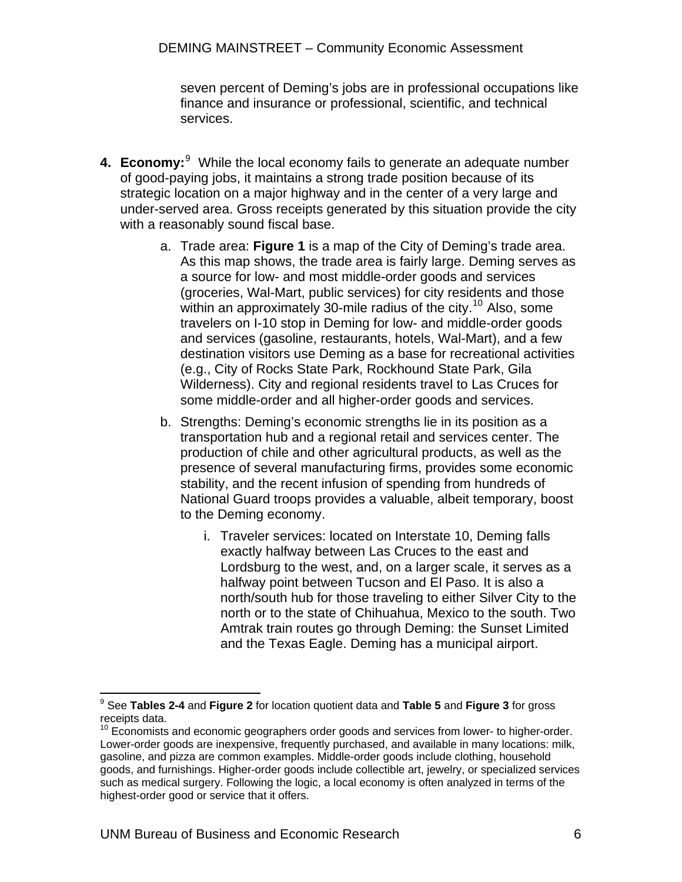seven percent of Deming's jobs are in professional occupations like finance and insurance or professional, scientific, and technical services.

4. **Economy:**[9] While the local economy fails to generate an adequate number of good-paying jobs, it maintains a strong trade position because of its strategic location on a major highway and in the center of a very large and under-served area. Gross receipts generated by this situation provide the city with a reasonably sound fiscal base.

    a. Trade area: **Figure 1** is a map of the City of Deming's trade area. As this map shows, the trade area is fairly large. Deming serves as a source for low- and most middle-order goods and services (groceries, Wal-Mart, public services) for city residents and those within an approximately 30-mile radius of the city.[10] Also, some travelers on I-10 stop in Deming for low- and middle-order goods and services (gasoline, restaurants, hotels, Wal-Mart), and a few destination visitors use Deming as a base for recreational activities (e.g., City of Rocks State Park, Rockhound State Park, Gila Wilderness). City and regional residents travel to Las Cruces for some middle-order and all higher-order goods and services.

    b. Strengths: Deming's economic strengths lie in its position as a transportation hub and a regional retail and services center. The production of chile and other agricultural products, as well as the presence of several manufacturing firms, provides some economic stability, and the recent infusion of spending from hundreds of National Guard troops provides a valuable, albeit temporary, boost to the Deming economy.

        i. Traveler services: located on Interstate 10, Deming falls exactly halfway between Las Cruces to the east and Lordsburg to the west, and, on a larger scale, it serves as a halfway point between Tucson and El Paso. It is also a north/south hub for those traveling to either Silver City to the north or to the state of Chihuahua, Mexico to the south. Two Amtrak train routes go through Deming: the Sunset Limited and the Texas Eagle. Deming has a municipal airport.

---

[9] See **Tables 2-4** and **Figure 2** for location quotient data and **Table 5** and **Figure 3** for gross receipts data.

[10] Economists and economic geographers order goods and services from lower- to higher-order. Lower-order goods are inexpensive, frequently purchased, and available in many locations: milk, gasoline, and pizza are common examples. Middle-order goods include clothing, household goods, and furnishings. Higher-order goods include collectible art, jewelry, or specialized services such as medical surgery. Following the logic, a local economy is often analyzed in terms of the highest-order good or service that it offers.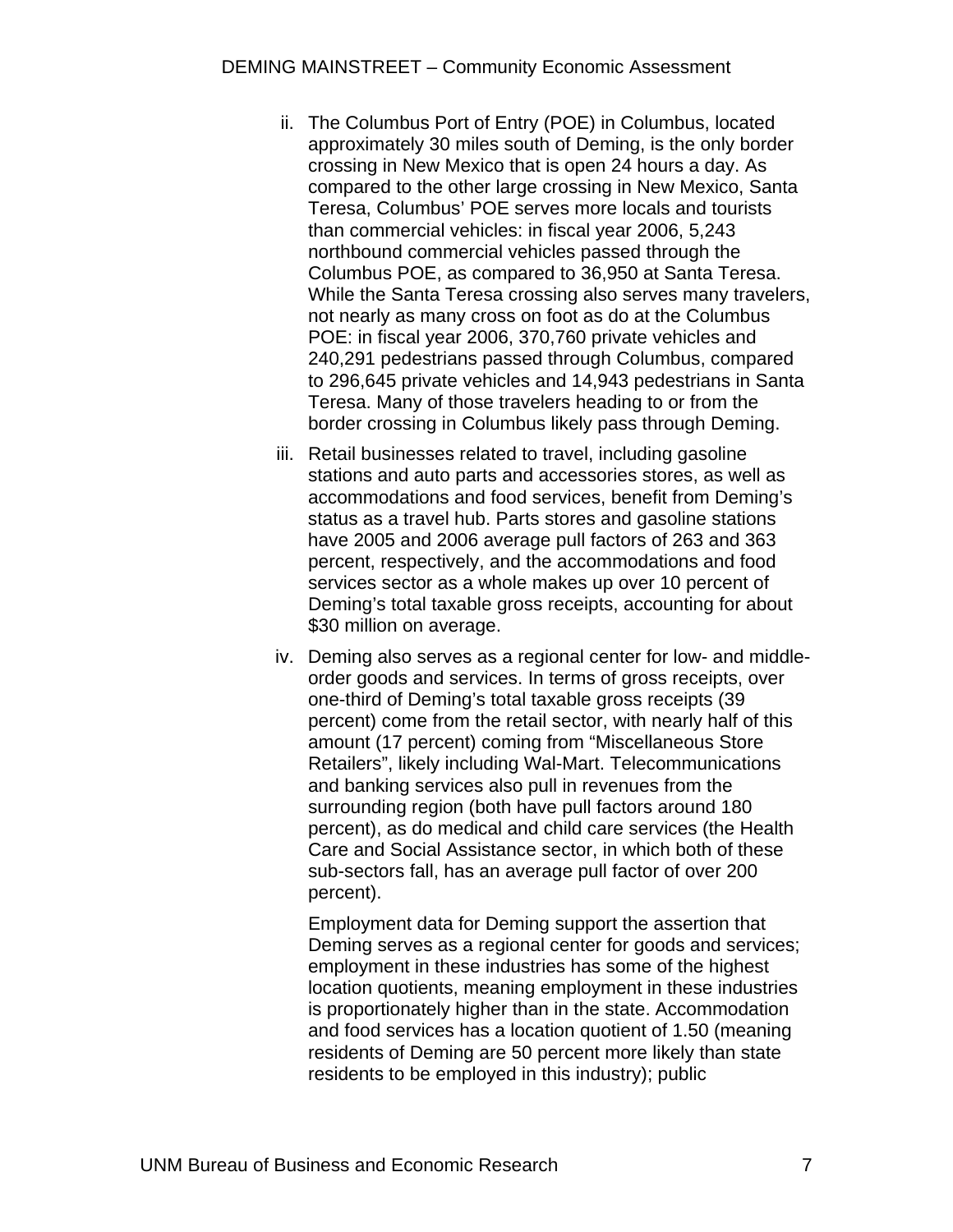ii. The Columbus Port of Entry (POE) in Columbus, located approximately 30 miles south of Deming, is the only border crossing in New Mexico that is open 24 hours a day. As compared to the other large crossing in New Mexico, Santa Teresa, Columbus' POE serves more locals and tourists than commercial vehicles: in fiscal year 2006, 5,243 northbound commercial vehicles passed through the Columbus POE, as compared to 36,950 at Santa Teresa. While the Santa Teresa crossing also serves many travelers, not nearly as many cross on foot as do at the Columbus POE: in fiscal year 2006, 370,760 private vehicles and 240,291 pedestrians passed through Columbus, compared to 296,645 private vehicles and 14,943 pedestrians in Santa Teresa. Many of those travelers heading to or from the border crossing in Columbus likely pass through Deming.

iii. Retail businesses related to travel, including gasoline stations and auto parts and accessories stores, as well as accommodations and food services, benefit from Deming's status as a travel hub. Parts stores and gasoline stations have 2005 and 2006 average pull factors of 263 and 363 percent, respectively, and the accommodations and food services sector as a whole makes up over 10 percent of Deming's total taxable gross receipts, accounting for about $30 million on average.

iv. Deming also serves as a regional center for low- and middle-order goods and services. In terms of gross receipts, over one-third of Deming's total taxable gross receipts (39 percent) come from the retail sector, with nearly half of this amount (17 percent) coming from "Miscellaneous Store Retailers", likely including Wal-Mart. Telecommunications and banking services also pull in revenues from the surrounding region (both have pull factors around 180 percent), as do medical and child care services (the Health Care and Social Assistance sector, in which both of these sub-sectors fall, has an average pull factor of over 200 percent).

   Employment data for Deming support the assertion that Deming serves as a regional center for goods and services; employment in these industries has some of the highest location quotients, meaning employment in these industries is proportionately higher than in the state. Accommodation and food services has a location quotient of 1.50 (meaning residents of Deming are 50 percent more likely than state residents to be employed in this industry); public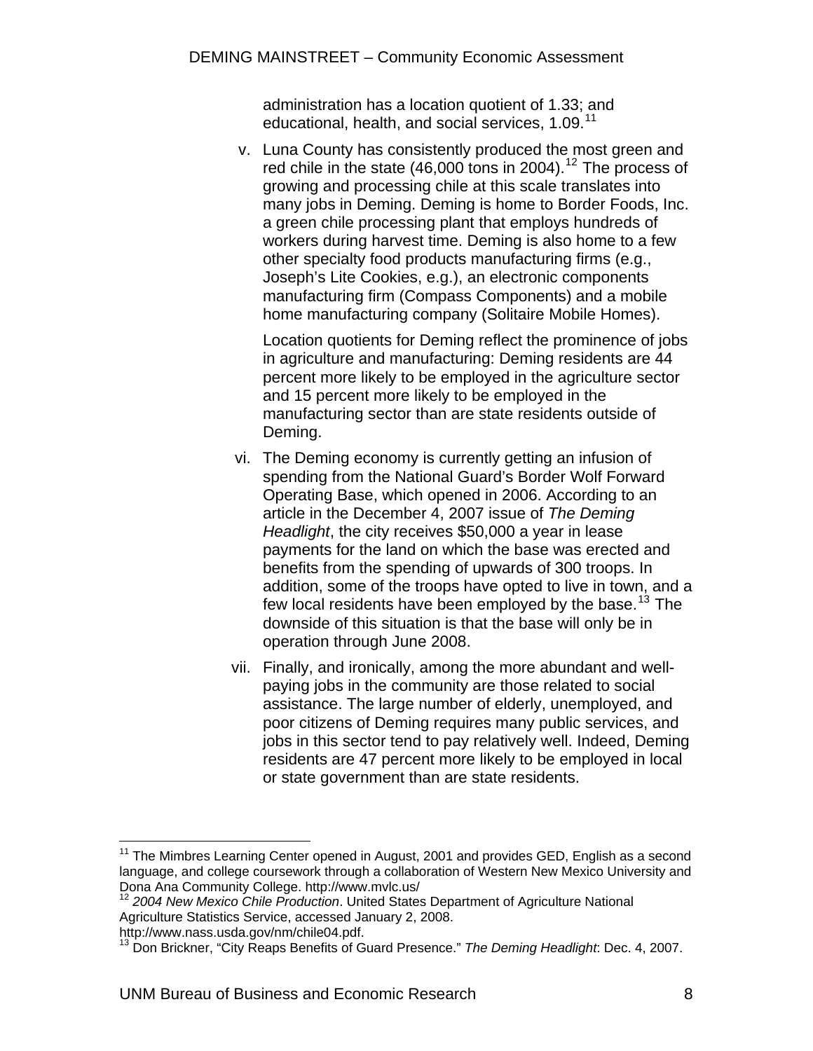administration has a location quotient of 1.33; and educational, health, and social services, 1.09.[11]

v. Luna County has consistently produced the most green and red chile in the state (46,000 tons in 2004).[12] The process of growing and processing chile at this scale translates into many jobs in Deming. Deming is home to Border Foods, Inc. a green chile processing plant that employs hundreds of workers during harvest time. Deming is also home to a few other specialty food products manufacturing firms (e.g., Joseph's Lite Cookies, e.g.), an electronic components manufacturing firm (Compass Components) and a mobile home manufacturing company (Solitaire Mobile Homes).

   Location quotients for Deming reflect the prominence of jobs in agriculture and manufacturing: Deming residents are 44 percent more likely to be employed in the agriculture sector and 15 percent more likely to be employed in the manufacturing sector than are state residents outside of Deming.

vi. The Deming economy is currently getting an infusion of spending from the National Guard's Border Wolf Forward Operating Base, which opened in 2006. According to an article in the December 4, 2007 issue of *The Deming Headlight*, the city receives $50,000 a year in lease payments for the land on which the base was erected and benefits from the spending of upwards of 300 troops. In addition, some of the troops have opted to live in town, and a few local residents have been employed by the base.[13] The downside of this situation is that the base will only be in operation through June 2008.

vii. Finally, and ironically, among the more abundant and well-paying jobs in the community are those related to social assistance. The large number of elderly, unemployed, and poor citizens of Deming requires many public services, and jobs in this sector tend to pay relatively well. Indeed, Deming residents are 47 percent more likely to be employed in local or state government than are state residents.

---

[11] The Mimbres Learning Center opened in August, 2001 and provides GED, English as a second language, and college coursework through a collaboration of Western New Mexico University and Dona Ana Community College. http://www.mvlc.us/

[12] *2004 New Mexico Chile Production*. United States Department of Agriculture National Agriculture Statistics Service, accessed January 2, 2008. http://www.nass.usda.gov/nm/chile04.pdf.

[13] Don Brickner, "City Reaps Benefits of Guard Presence." *The Deming Headlight*: Dec. 4, 2007.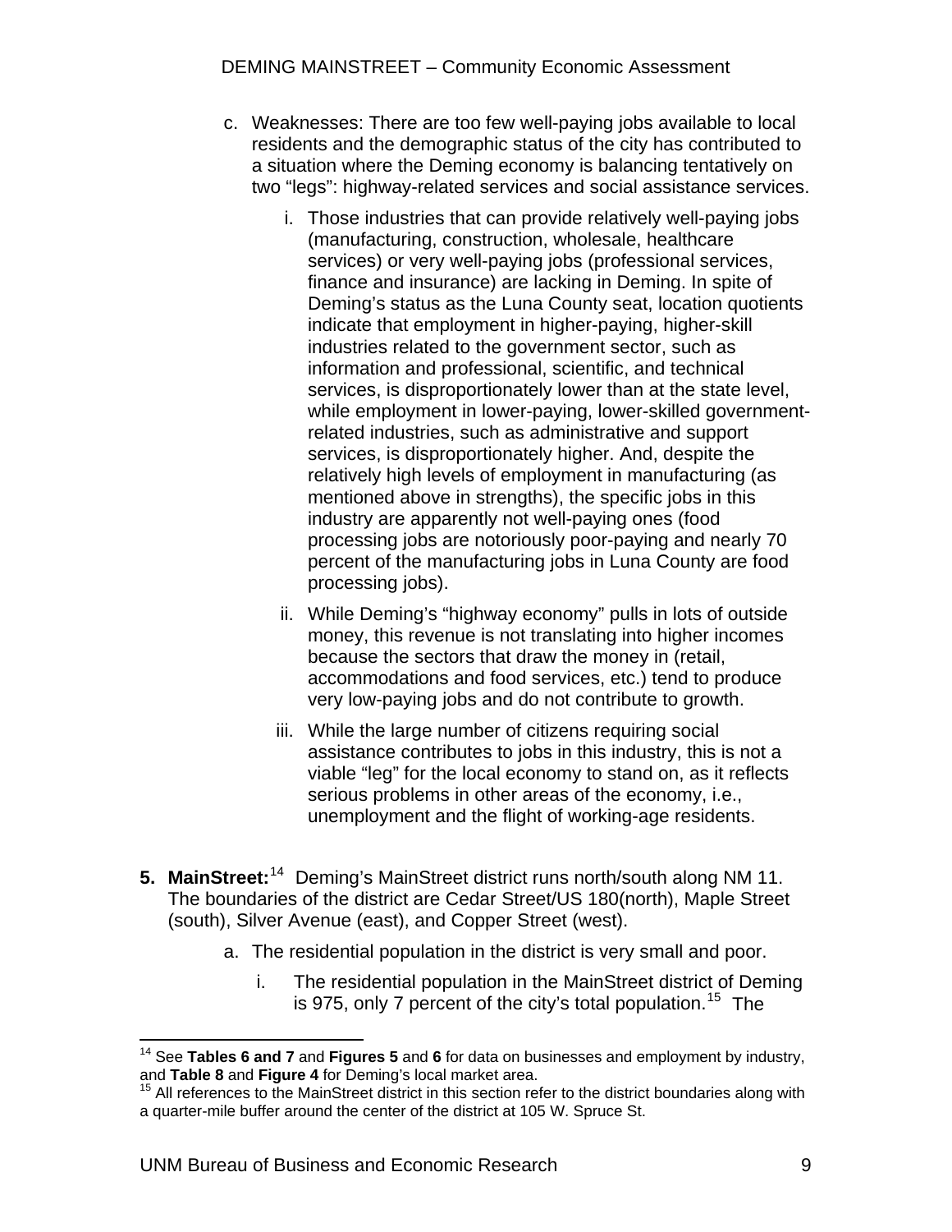c. Weaknesses: There are too few well-paying jobs available to local residents and the demographic status of the city has contributed to a situation where the Deming economy is balancing tentatively on two "legs": highway-related services and social assistance services.

   i. Those industries that can provide relatively well-paying jobs (manufacturing, construction, wholesale, healthcare services) or very well-paying jobs (professional services, finance and insurance) are lacking in Deming. In spite of Deming's status as the Luna County seat, location quotients indicate that employment in higher-paying, higher-skill industries related to the government sector, such as information and professional, scientific, and technical services, is disproportionately lower than at the state level, while employment in lower-paying, lower-skilled government-related industries, such as administrative and support services, is disproportionately higher. And, despite the relatively high levels of employment in manufacturing (as mentioned above in strengths), the specific jobs in this industry are apparently not well-paying ones (food processing jobs are notoriously poor-paying and nearly 70 percent of the manufacturing jobs in Luna County are food processing jobs).

   ii. While Deming's "highway economy" pulls in lots of outside money, this revenue is not translating into higher incomes because the sectors that draw the money in (retail, accommodations and food services, etc.) tend to produce very low-paying jobs and do not contribute to growth.

   iii. While the large number of citizens requiring social assistance contributes to jobs in this industry, this is not a viable "leg" for the local economy to stand on, as it reflects serious problems in other areas of the economy, i.e., unemployment and the flight of working-age residents.

**5. MainStreet:**[14] Deming's MainStreet district runs north/south along NM 11. The boundaries of the district are Cedar Street/US 180(north), Maple Street (south), Silver Avenue (east), and Copper Street (west).

   a. The residential population in the district is very small and poor.

      i. The residential population in the MainStreet district of Deming is 975, only 7 percent of the city's total population.[15] The

---

[14] See **Tables 6 and 7** and **Figures 5** and **6** for data on businesses and employment by industry, and **Table 8** and **Figure 4** for Deming's local market area.

[15] All references to the MainStreet district in this section refer to the district boundaries along with a quarter-mile buffer around the center of the district at 105 W. Spruce St.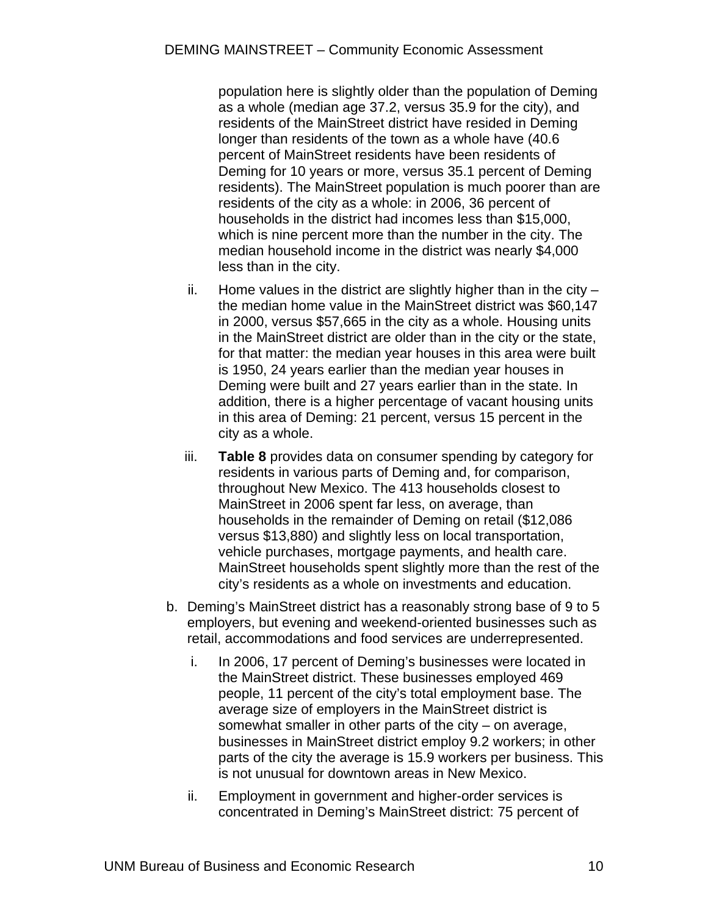population here is slightly older than the population of Deming as a whole (median age 37.2, versus 35.9 for the city), and residents of the MainStreet district have resided in Deming longer than residents of the town as a whole have (40.6 percent of MainStreet residents have been residents of Deming for 10 years or more, versus 35.1 percent of Deming residents). The MainStreet population is much poorer than are residents of the city as a whole: in 2006, 36 percent of households in the district had incomes less than $15,000, which is nine percent more than the number in the city. The median household income in the district was nearly $4,000 less than in the city.

ii. Home values in the district are slightly higher than in the city – the median home value in the MainStreet district was $60,147 in 2000, versus $57,665 in the city as a whole. Housing units in the MainStreet district are older than in the city or the state, for that matter: the median year houses in this area were built is 1950, 24 years earlier than the median year houses in Deming were built and 27 years earlier than in the state. In addition, there is a higher percentage of vacant housing units in this area of Deming: 21 percent, versus 15 percent in the city as a whole.

iii. **Table 8** provides data on consumer spending by category for residents in various parts of Deming and, for comparison, throughout New Mexico. The 413 households closest to MainStreet in 2006 spent far less, on average, than households in the remainder of Deming on retail ($12,086 versus $13,880) and slightly less on local transportation, vehicle purchases, mortgage payments, and health care. MainStreet households spent slightly more than the rest of the city's residents as a whole on investments and education.

b. Deming's MainStreet district has a reasonably strong base of 9 to 5 employers, but evening and weekend-oriented businesses such as retail, accommodations and food services are underrepresented.

i. In 2006, 17 percent of Deming's businesses were located in the MainStreet district. These businesses employed 469 people, 11 percent of the city's total employment base. The average size of employers in the MainStreet district is somewhat smaller in other parts of the city – on average, businesses in MainStreet district employ 9.2 workers; in other parts of the city the average is 15.9 workers per business. This is not unusual for downtown areas in New Mexico.

ii. Employment in government and higher-order services is concentrated in Deming's MainStreet district: 75 percent of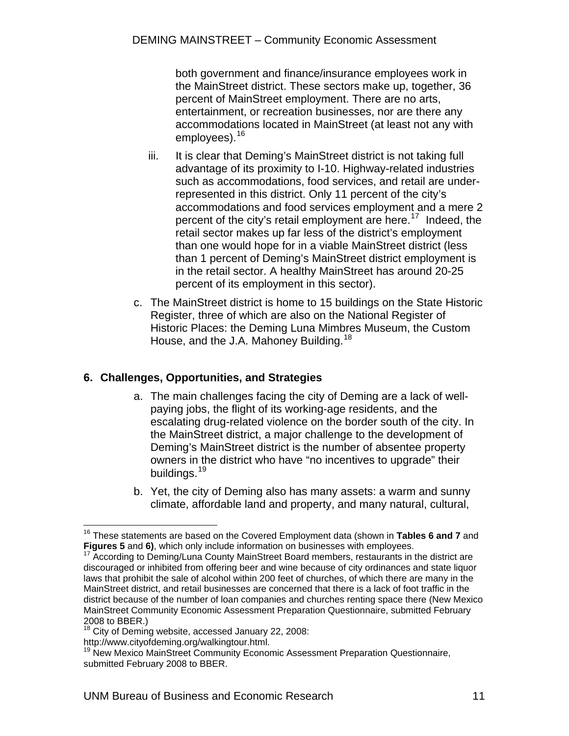both government and finance/insurance employees work in the MainStreet district. These sectors make up, together, 36 percent of MainStreet employment. There are no arts, entertainment, or recreation businesses, nor are there any accommodations located in MainStreet (at least not any with employees).[16]

iii. It is clear that Deming's MainStreet district is not taking full advantage of its proximity to I-10. Highway-related industries such as accommodations, food services, and retail are under-represented in this district. Only 11 percent of the city's accommodations and food services employment and a mere 2 percent of the city's retail employment are here.[17] Indeed, the retail sector makes up far less of the district's employment than one would hope for in a viable MainStreet district (less than 1 percent of Deming's MainStreet district employment is in the retail sector. A healthy MainStreet has around 20-25 percent of its employment in this sector).

c. The MainStreet district is home to 15 buildings on the State Historic Register, three of which are also on the National Register of Historic Places: the Deming Luna Mimbres Museum, the Custom House, and the J.A. Mahoney Building.[18]

## 6. Challenges, Opportunities, and Strategies

a. The main challenges facing the city of Deming are a lack of well-paying jobs, the flight of its working-age residents, and the escalating drug-related violence on the border south of the city. In the MainStreet district, a major challenge to the development of Deming's MainStreet district is the number of absentee property owners in the district who have "no incentives to upgrade" their buildings.[19]

b. Yet, the city of Deming also has many assets: a warm and sunny climate, affordable land and property, and many natural, cultural,

---

[16] These statements are based on the Covered Employment data (shown in **Tables 6 and 7** and **Figures 5** and **6)**, which only include information on businesses with employees.

[17] According to Deming/Luna County MainStreet Board members, restaurants in the district are discouraged or inhibited from offering beer and wine because of city ordinances and state liquor laws that prohibit the sale of alcohol within 200 feet of churches, of which there are many in the MainStreet district, and retail businesses are concerned that there is a lack of foot traffic in the district because of the number of loan companies and churches renting space there (New Mexico MainStreet Community Economic Assessment Preparation Questionnaire, submitted February 2008 to BBER.)

[18] City of Deming website, accessed January 22, 2008: http://www.cityofdeming.org/walkingtour.html.

[19] New Mexico MainStreet Community Economic Assessment Preparation Questionnaire, submitted February 2008 to BBER.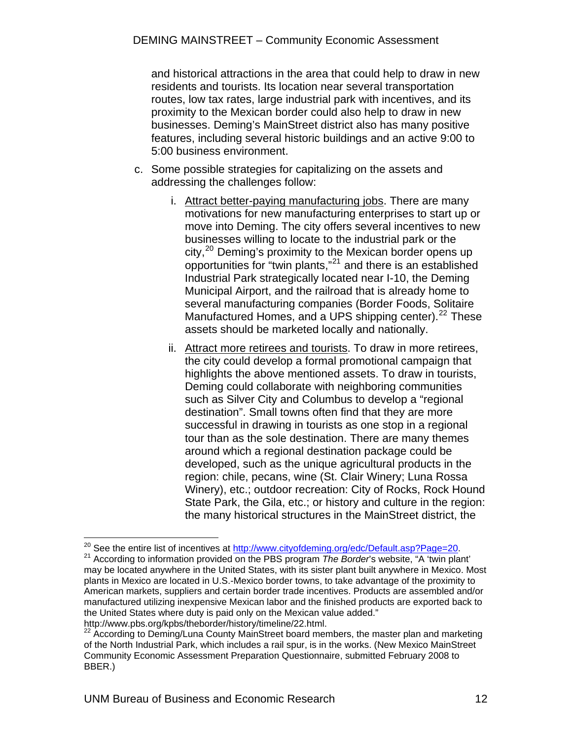and historical attractions in the area that could help to draw in new residents and tourists. Its location near several transportation routes, low tax rates, large industrial park with incentives, and its proximity to the Mexican border could also help to draw in new businesses. Deming's MainStreet district also has many positive features, including several historic buildings and an active 9:00 to 5:00 business environment.

c. Some possible strategies for capitalizing on the assets and addressing the challenges follow:

   i. Attract better-paying manufacturing jobs. There are many motivations for new manufacturing enterprises to start up or move into Deming. The city offers several incentives to new businesses willing to locate to the industrial park or the city,[20] Deming's proximity to the Mexican border opens up opportunities for "twin plants,"[21] and there is an established Industrial Park strategically located near I-10, the Deming Municipal Airport, and the railroad that is already home to several manufacturing companies (Border Foods, Solitaire Manufactured Homes, and a UPS shipping center).[22] These assets should be marketed locally and nationally.

   ii. Attract more retirees and tourists. To draw in more retirees, the city could develop a formal promotional campaign that highlights the above mentioned assets. To draw in tourists, Deming could collaborate with neighboring communities such as Silver City and Columbus to develop a "regional destination". Small towns often find that they are more successful in drawing in tourists as one stop in a regional tour than as the sole destination. There are many themes around which a regional destination package could be developed, such as the unique agricultural products in the region: chile, pecans, wine (St. Clair Winery; Luna Rossa Winery), etc.; outdoor recreation: City of Rocks, Rock Hound State Park, the Gila, etc.; or history and culture in the region: the many historical structures in the MainStreet district, the

---

[20] See the entire list of incentives at http://www.cityofdeming.org/edc/Default.asp?Page=20.

[21] According to information provided on the PBS program *The Border*'s website, "A 'twin plant' may be located anywhere in the United States, with its sister plant built anywhere in Mexico. Most plants in Mexico are located in U.S.-Mexico border towns, to take advantage of the proximity to American markets, suppliers and certain border trade incentives. Products are assembled and/or manufactured utilizing inexpensive Mexican labor and the finished products are exported back to the United States where duty is paid only on the Mexican value added." http://www.pbs.org/kpbs/theborder/history/timeline/22.html.

[22] According to Deming/Luna County MainStreet board members, the master plan and marketing of the North Industrial Park, which includes a rail spur, is in the works. (New Mexico MainStreet Community Economic Assessment Preparation Questionnaire, submitted February 2008 to BBER.)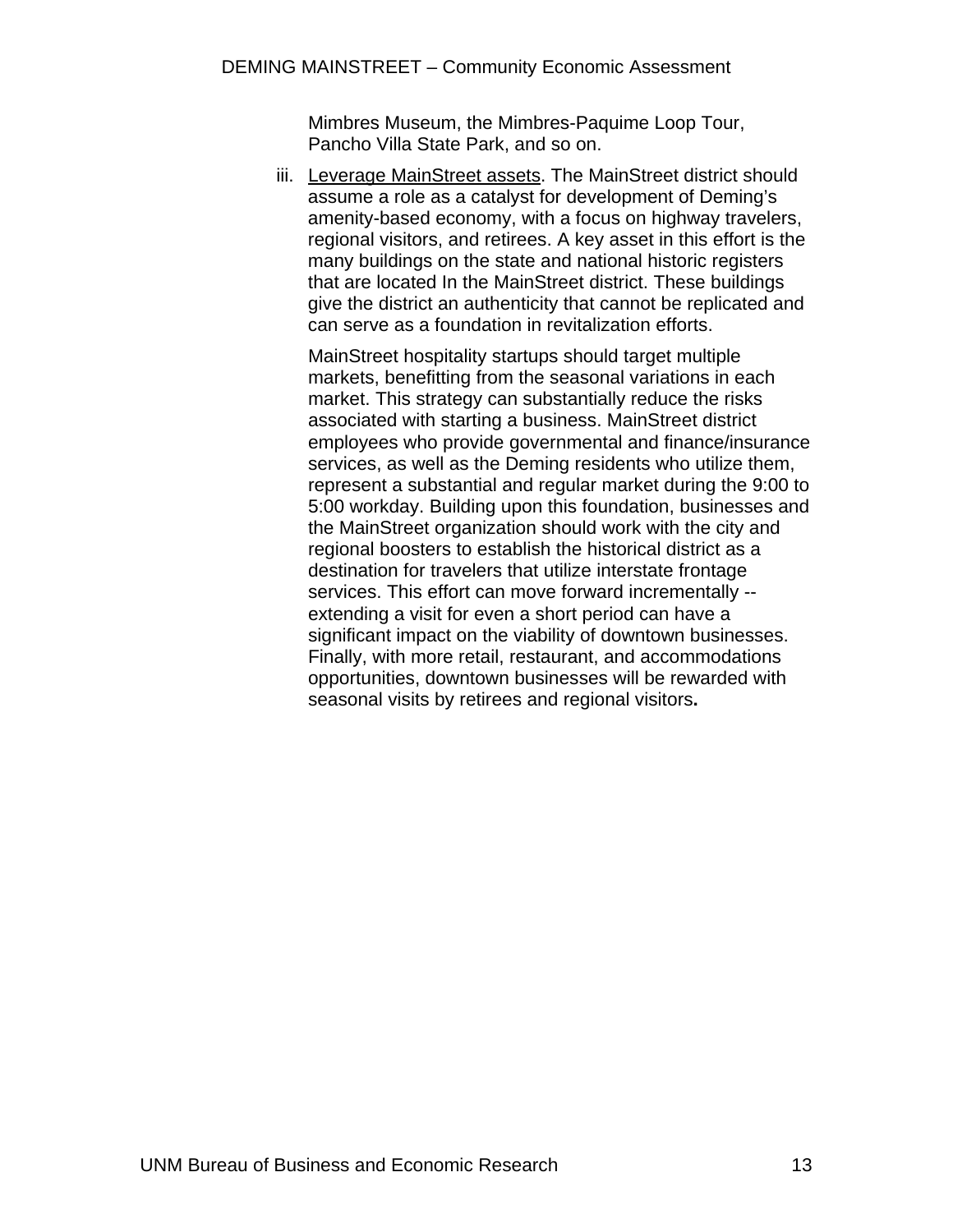Mimbres Museum, the Mimbres-Paquime Loop Tour, Pancho Villa State Park, and so on.

iii. Leverage MainStreet assets. The MainStreet district should assume a role as a catalyst for development of Deming's amenity-based economy, with a focus on highway travelers, regional visitors, and retirees. A key asset in this effort is the many buildings on the state and national historic registers that are located In the MainStreet district. These buildings give the district an authenticity that cannot be replicated and can serve as a foundation in revitalization efforts.

   MainStreet hospitality startups should target multiple markets, benefitting from the seasonal variations in each market. This strategy can substantially reduce the risks associated with starting a business. MainStreet district employees who provide governmental and finance/insurance services, as well as the Deming residents who utilize them, represent a substantial and regular market during the 9:00 to 5:00 workday. Building upon this foundation, businesses and the MainStreet organization should work with the city and regional boosters to establish the historical district as a destination for travelers that utilize interstate frontage services. This effort can move forward incrementally -- extending a visit for even a short period can have a significant impact on the viability of downtown businesses. Finally, with more retail, restaurant, and accommodations opportunities, downtown businesses will be rewarded with seasonal visits by retirees and regional visitors.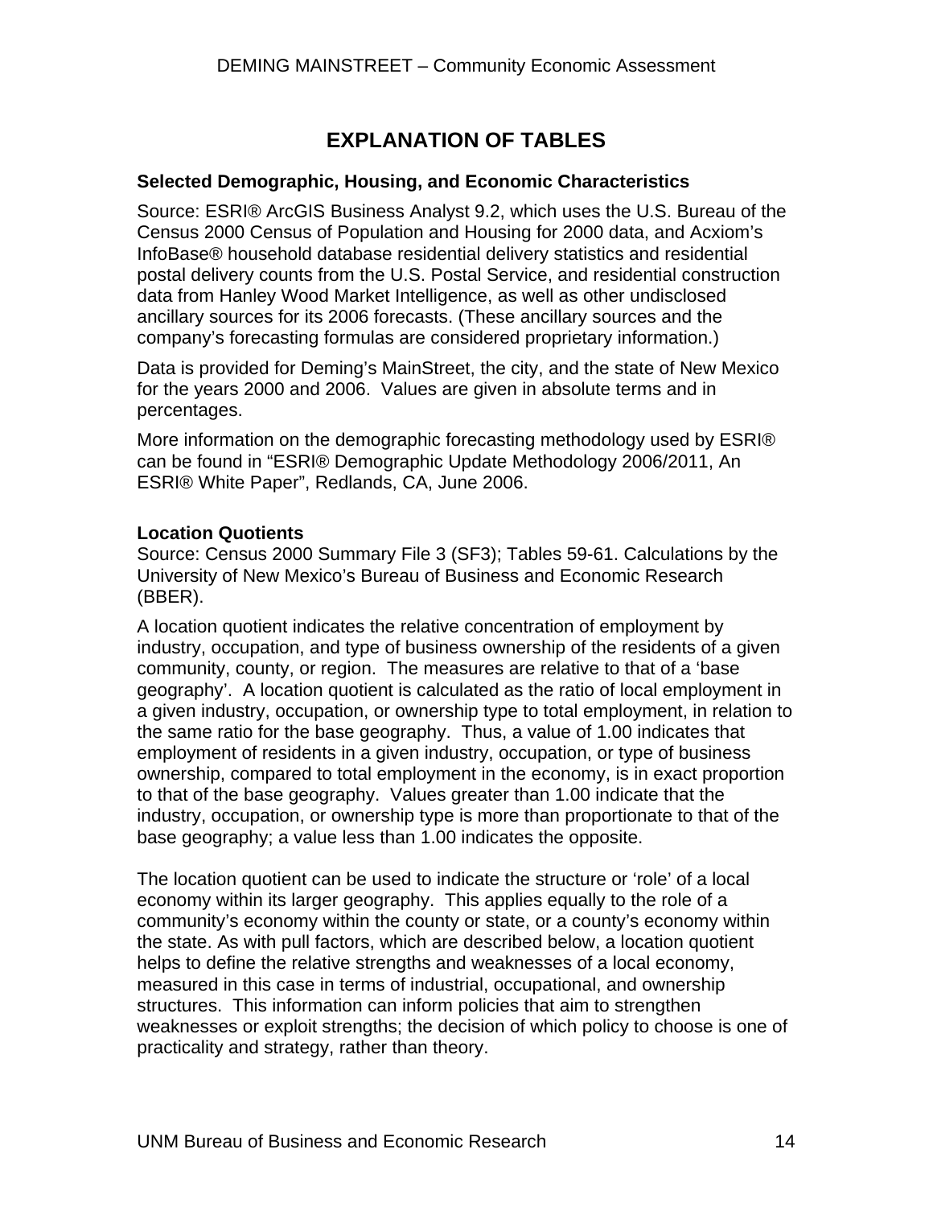# EXPLANATION OF TABLES

### Selected Demographic, Housing, and Economic Characteristics

Source: ESRI® ArcGIS Business Analyst 9.2, which uses the U.S. Bureau of the Census 2000 Census of Population and Housing for 2000 data, and Acxiom's InfoBase® household database residential delivery statistics and residential postal delivery counts from the U.S. Postal Service, and residential construction data from Hanley Wood Market Intelligence, as well as other undisclosed ancillary sources for its 2006 forecasts. (These ancillary sources and the company's forecasting formulas are considered proprietary information.)

Data is provided for Deming's MainStreet, the city, and the state of New Mexico for the years 2000 and 2006. Values are given in absolute terms and in percentages.

More information on the demographic forecasting methodology used by ESRI® can be found in "ESRI® Demographic Update Methodology 2006/2011, An ESRI® White Paper", Redlands, CA, June 2006.

### Location Quotients

Source: Census 2000 Summary File 3 (SF3); Tables 59-61. Calculations by the University of New Mexico's Bureau of Business and Economic Research (BBER).

A location quotient indicates the relative concentration of employment by industry, occupation, and type of business ownership of the residents of a given community, county, or region. The measures are relative to that of a 'base geography'. A location quotient is calculated as the ratio of local employment in a given industry, occupation, or ownership type to total employment, in relation to the same ratio for the base geography. Thus, a value of 1.00 indicates that employment of residents in a given industry, occupation, or type of business ownership, compared to total employment in the economy, is in exact proportion to that of the base geography. Values greater than 1.00 indicate that the industry, occupation, or ownership type is more than proportionate to that of the base geography; a value less than 1.00 indicates the opposite.

The location quotient can be used to indicate the structure or 'role' of a local economy within its larger geography. This applies equally to the role of a community's economy within the county or state, or a county's economy within the state. As with pull factors, which are described below, a location quotient helps to define the relative strengths and weaknesses of a local economy, measured in this case in terms of industrial, occupational, and ownership structures. This information can inform policies that aim to strengthen weaknesses or exploit strengths; the decision of which policy to choose is one of practicality and strategy, rather than theory.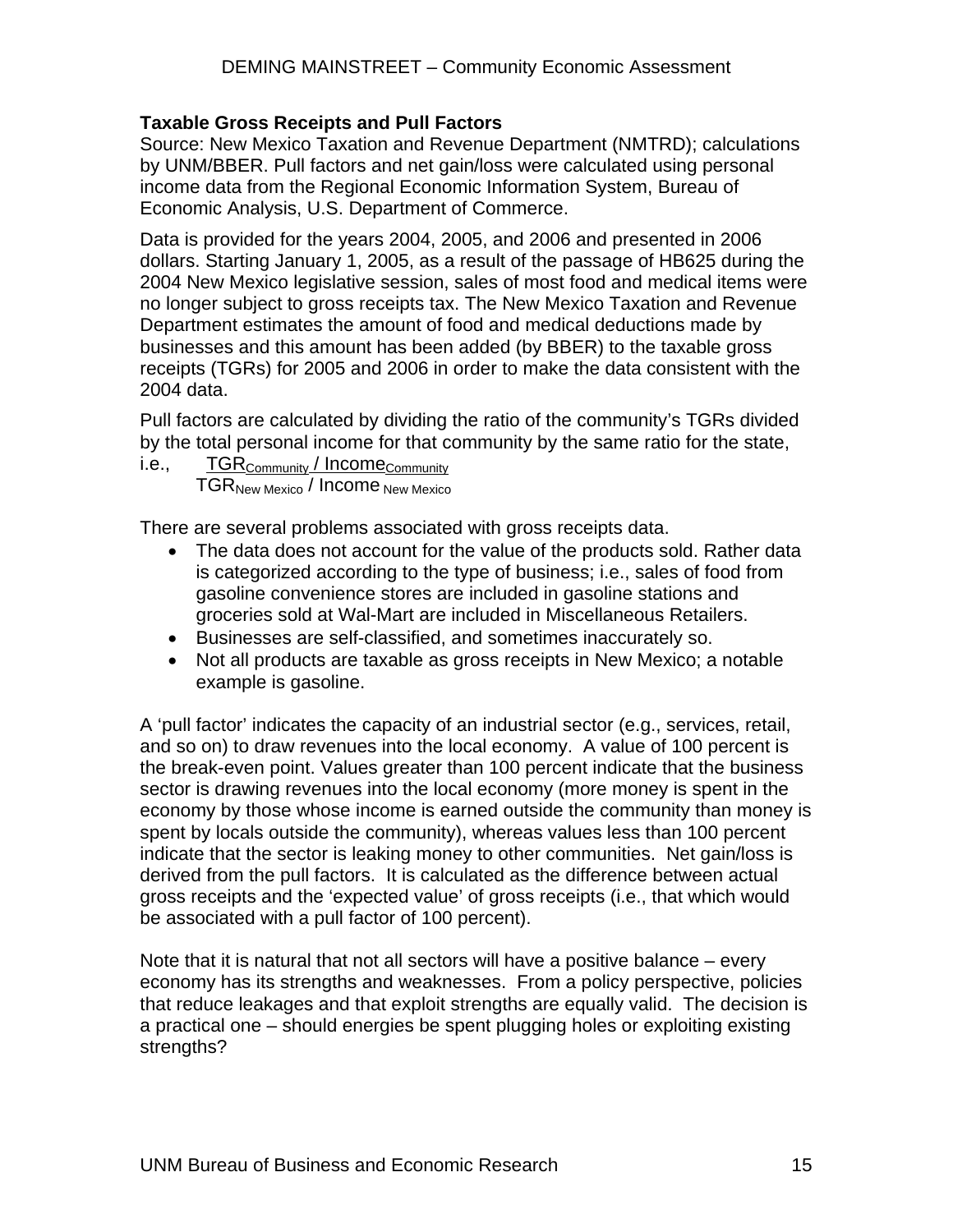**Taxable Gross Receipts and Pull Factors**

Source: New Mexico Taxation and Revenue Department (NMTRD); calculations by UNM/BBER. Pull factors and net gain/loss were calculated using personal income data from the Regional Economic Information System, Bureau of Economic Analysis, U.S. Department of Commerce.

Data is provided for the years 2004, 2005, and 2006 and presented in 2006 dollars. Starting January 1, 2005, as a result of the passage of HB625 during the 2004 New Mexico legislative session, sales of most food and medical items were no longer subject to gross receipts tax. The New Mexico Taxation and Revenue Department estimates the amount of food and medical deductions made by businesses and this amount has been added (by BBER) to the taxable gross receipts (TGRs) for 2005 and 2006 in order to make the data consistent with the 2004 data.

Pull factors are calculated by dividing the ratio of the community's TGRs divided by the total personal income for that community by the same ratio for the state, i.e.,

$$\frac{TGR_{Community} / Income_{Community}}{TGR_{New\ Mexico} / Income_{New\ Mexico}}$$

There are several problems associated with gross receipts data.

- The data does not account for the value of the products sold. Rather data is categorized according to the type of business; i.e., sales of food from gasoline convenience stores are included in gasoline stations and groceries sold at Wal-Mart are included in Miscellaneous Retailers.
- Businesses are self-classified, and sometimes inaccurately so.
- Not all products are taxable as gross receipts in New Mexico; a notable example is gasoline.

A 'pull factor' indicates the capacity of an industrial sector (e.g., services, retail, and so on) to draw revenues into the local economy. A value of 100 percent is the break-even point. Values greater than 100 percent indicate that the business sector is drawing revenues into the local economy (more money is spent in the economy by those whose income is earned outside the community than money is spent by locals outside the community), whereas values less than 100 percent indicate that the sector is leaking money to other communities. Net gain/loss is derived from the pull factors. It is calculated as the difference between actual gross receipts and the 'expected value' of gross receipts (i.e., that which would be associated with a pull factor of 100 percent).

Note that it is natural that not all sectors will have a positive balance – every economy has its strengths and weaknesses. From a policy perspective, policies that reduce leakages and that exploit strengths are equally valid. The decision is a practical one – should energies be spent plugging holes or exploiting existing strengths?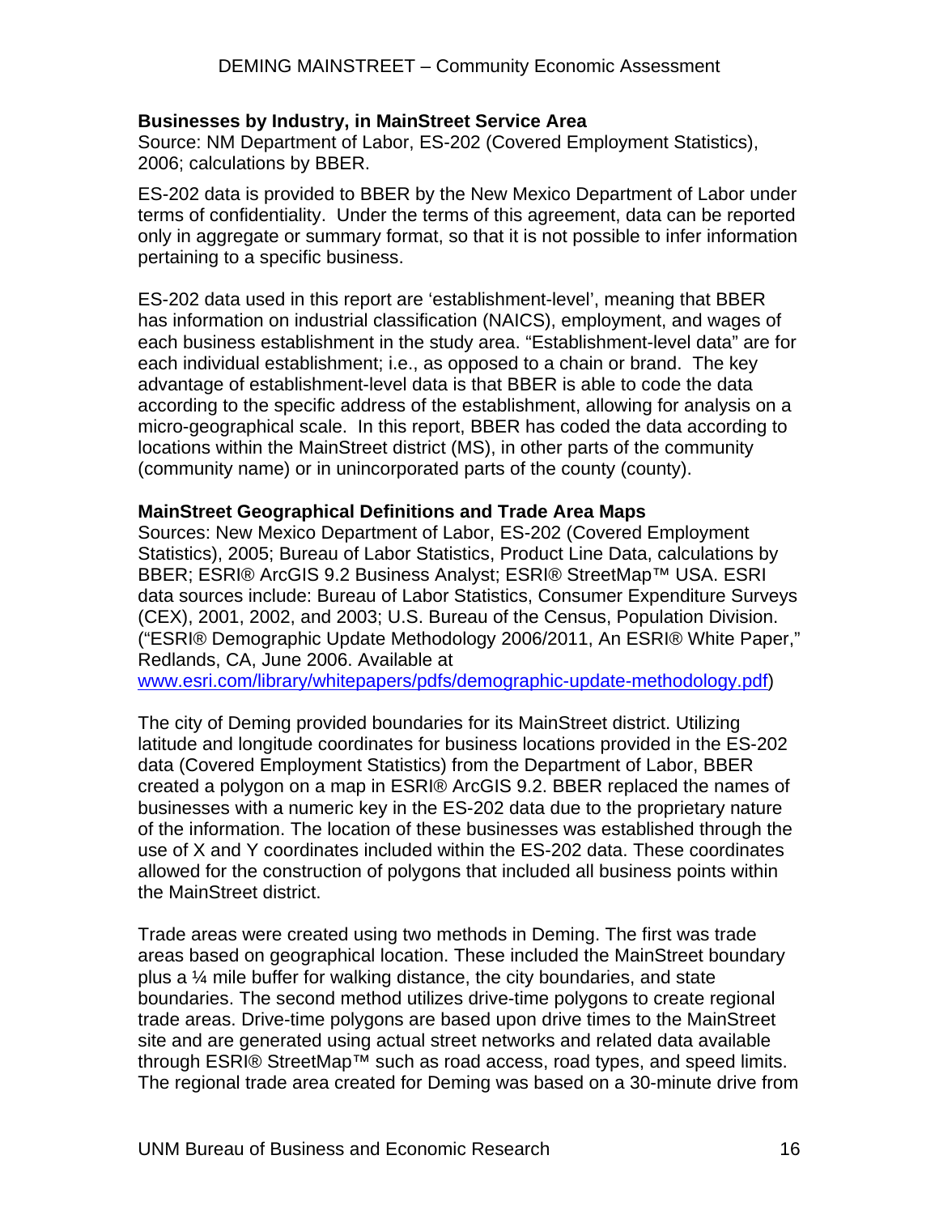**Businesses by Industry, in MainStreet Service Area**
Source: NM Department of Labor, ES-202 (Covered Employment Statistics), 2006; calculations by BBER.

ES-202 data is provided to BBER by the New Mexico Department of Labor under terms of confidentiality. Under the terms of this agreement, data can be reported only in aggregate or summary format, so that it is not possible to infer information pertaining to a specific business.

ES-202 data used in this report are 'establishment-level', meaning that BBER has information on industrial classification (NAICS), employment, and wages of each business establishment in the study area. "Establishment-level data" are for each individual establishment; i.e., as opposed to a chain or brand. The key advantage of establishment-level data is that BBER is able to code the data according to the specific address of the establishment, allowing for analysis on a micro-geographical scale. In this report, BBER has coded the data according to locations within the MainStreet district (MS), in other parts of the community (community name) or in unincorporated parts of the county (county).

**MainStreet Geographical Definitions and Trade Area Maps**
Sources: New Mexico Department of Labor, ES-202 (Covered Employment Statistics), 2005; Bureau of Labor Statistics, Product Line Data, calculations by BBER; ESRI® ArcGIS 9.2 Business Analyst; ESRI® StreetMap™ USA. ESRI data sources include: Bureau of Labor Statistics, Consumer Expenditure Surveys (CEX), 2001, 2002, and 2003; U.S. Bureau of the Census, Population Division. ("ESRI® Demographic Update Methodology 2006/2011, An ESRI® White Paper," Redlands, CA, June 2006. Available at www.esri.com/library/whitepapers/pdfs/demographic-update-methodology.pdf)

The city of Deming provided boundaries for its MainStreet district. Utilizing latitude and longitude coordinates for business locations provided in the ES-202 data (Covered Employment Statistics) from the Department of Labor, BBER created a polygon on a map in ESRI® ArcGIS 9.2. BBER replaced the names of businesses with a numeric key in the ES-202 data due to the proprietary nature of the information. The location of these businesses was established through the use of X and Y coordinates included within the ES-202 data. These coordinates allowed for the construction of polygons that included all business points within the MainStreet district.

Trade areas were created using two methods in Deming. The first was trade areas based on geographical location. These included the MainStreet boundary plus a ¼ mile buffer for walking distance, the city boundaries, and state boundaries. The second method utilizes drive-time polygons to create regional trade areas. Drive-time polygons are based upon drive times to the MainStreet site and are generated using actual street networks and related data available through ESRI® StreetMap™ such as road access, road types, and speed limits. The regional trade area created for Deming was based on a 30-minute drive from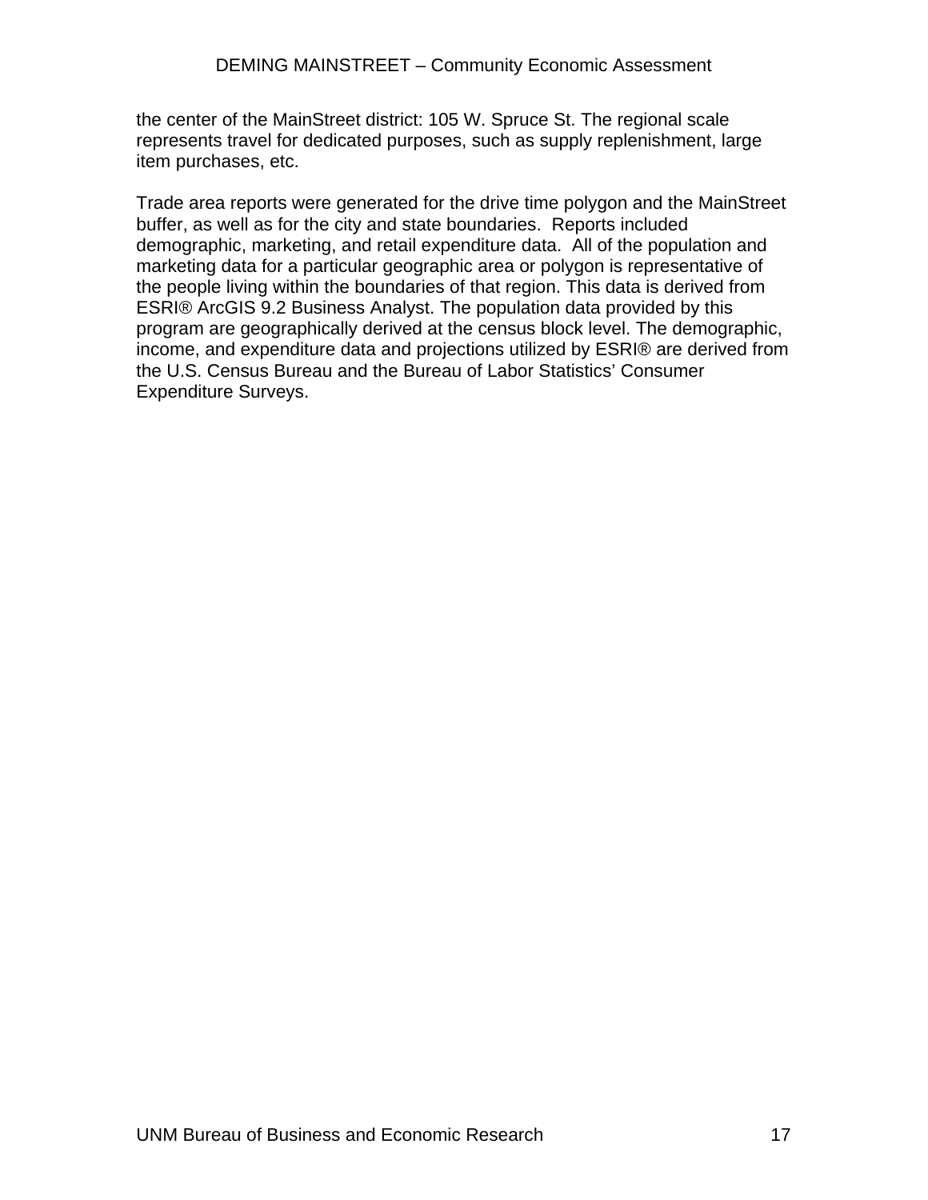the center of the MainStreet district: 105 W. Spruce St. The regional scale represents travel for dedicated purposes, such as supply replenishment, large item purchases, etc.

Trade area reports were generated for the drive time polygon and the MainStreet buffer, as well as for the city and state boundaries. Reports included demographic, marketing, and retail expenditure data. All of the population and marketing data for a particular geographic area or polygon is representative of the people living within the boundaries of that region. This data is derived from ESRI® ArcGIS 9.2 Business Analyst. The population data provided by this program are geographically derived at the census block level. The demographic, income, and expenditure data and projections utilized by ESRI® are derived from the U.S. Census Bureau and the Bureau of Labor Statistics' Consumer Expenditure Surveys.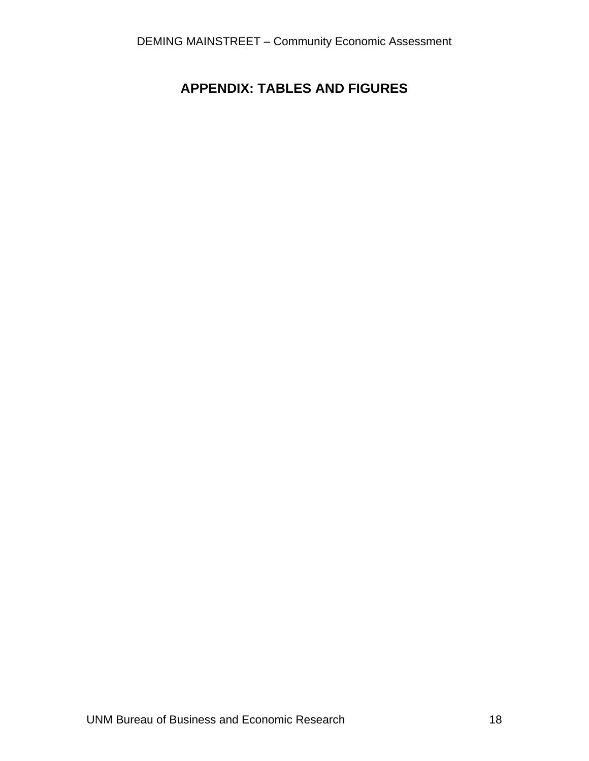# APPENDIX: TABLES AND FIGURES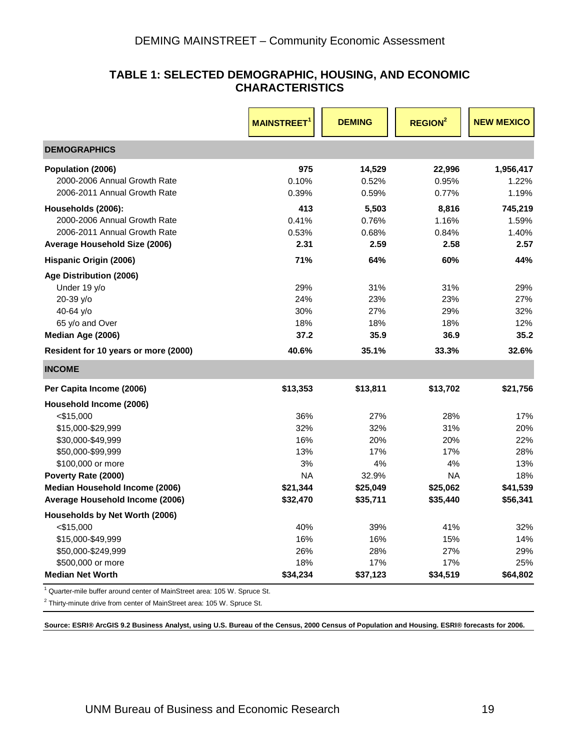### TABLE 1: SELECTED DEMOGRAPHIC, HOUSING, AND ECONOMIC CHARACTERISTICS

| | MAINSTREET[1] | DEMING | REGION[2] | NEW MEXICO |
|---|---|---|---|---|
| **DEMOGRAPHICS** | | | | |
| **Population (2006)** | **975** | **14,529** | **22,996** | **1,956,417** |
| 2000-2006 Annual Growth Rate | 0.10% | 0.52% | 0.95% | 1.22% |
| 2006-2011 Annual Growth Rate | 0.39% | 0.59% | 0.77% | 1.19% |
| **Households (2006):** | **413** | **5,503** | **8,816** | **745,219** |
| 2000-2006 Annual Growth Rate | 0.41% | 0.76% | 1.16% | 1.59% |
| 2006-2011 Annual Growth Rate | 0.53% | 0.68% | 0.84% | 1.40% |
| **Average Household Size (2006)** | **2.31** | **2.59** | **2.58** | **2.57** |
| **Hispanic Origin (2006)** | **71%** | **64%** | **60%** | **44%** |
| **Age Distribution (2006)** | | | | |
| Under 19 y/o | 29% | 31% | 31% | 29% |
| 20-39 y/o | 24% | 23% | 23% | 27% |
| 40-64 y/o | 30% | 27% | 29% | 32% |
| 65 y/o and Over | 18% | 18% | 18% | 12% |
| **Median Age (2006)** | **37.2** | **35.9** | **36.9** | **35.2** |
| **Resident for 10 years or more (2000)** | **40.6%** | **35.1%** | **33.3%** | **32.6%** |
| **INCOME** | | | | |
| **Per Capita Income (2006)** | **$13,353** | **$13,811** | **$13,702** | **$21,756** |
| **Household Income (2006)** | | | | |
| <$15,000 | 36% | 27% | 28% | 17% |
| $15,000-$29,999 | 32% | 32% | 31% | 20% |
| $30,000-$49,999 | 16% | 20% | 20% | 22% |
| $50,000-$99,999 | 13% | 17% | 17% | 28% |
| $100,000 or more | 3% | 4% | 4% | 13% |
| **Poverty Rate (2000)** | NA | 32.9% | NA | 18% |
| **Median Household Income (2006)** | **$21,344** | **$25,049** | **$25,062** | **$41,539** |
| **Average Household Income (2006)** | **$32,470** | **$35,711** | **$35,440** | **$56,341** |
| **Households by Net Worth (2006)** | | | | |
| <$15,000 | 40% | 39% | 41% | 32% |
| $15,000-$49,999 | 16% | 16% | 15% | 14% |
| $50,000-$249,999 | 26% | 28% | 27% | 29% |
| $500,000 or more | 18% | 17% | 17% | 25% |
| **Median Net Worth** | **$34,234** | **$37,123** | **$34,519** | **$64,802** |

[1] Quarter-mile buffer around center of MainStreet area: 105 W. Spruce St.

[2] Thirty-minute drive from center of MainStreet area: 105 W. Spruce St.

**Source: ESRI® ArcGIS 9.2 Business Analyst, using U.S. Bureau of the Census, 2000 Census of Population and Housing. ESRI® forecasts for 2006.**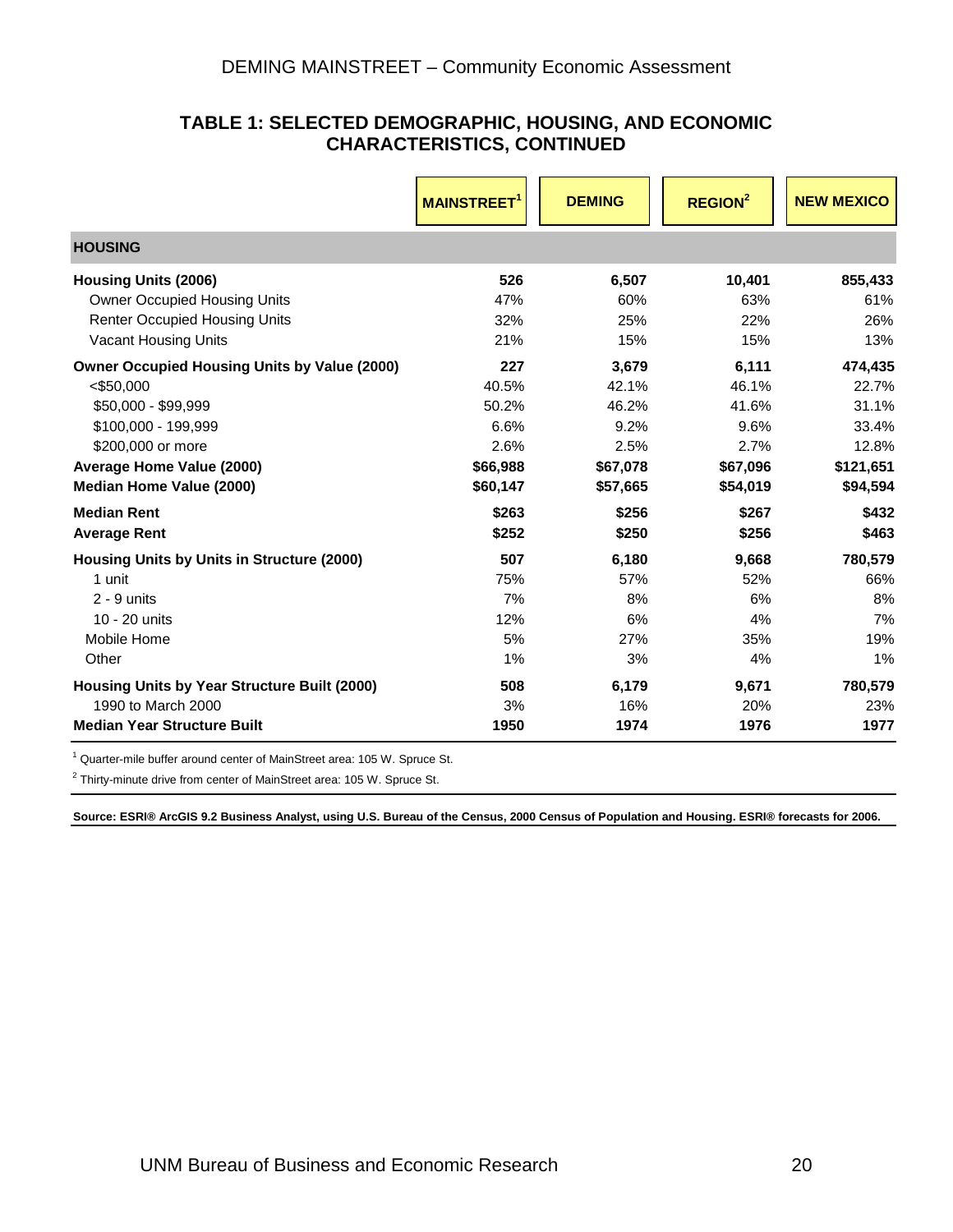## TABLE 1: SELECTED DEMOGRAPHIC, HOUSING, AND ECONOMIC CHARACTERISTICS, CONTINUED

| | MAINSTREET[1] | DEMING | REGION[2] | NEW MEXICO |
|---|---|---|---|---|
| **HOUSING** | | | | |
| **Housing Units (2006)** | **526** | **6,507** | **10,401** | **855,433** |
| Owner Occupied Housing Units | 47% | 60% | 63% | 61% |
| Renter Occupied Housing Units | 32% | 25% | 22% | 26% |
| Vacant Housing Units | 21% | 15% | 15% | 13% |
| **Owner Occupied Housing Units by Value (2000)** | **227** | **3,679** | **6,111** | **474,435** |
| <$50,000 | 40.5% | 42.1% | 46.1% | 22.7% |
| $50,000 - $99,999 | 50.2% | 46.2% | 41.6% | 31.1% |
| $100,000 - 199,999 | 6.6% | 9.2% | 9.6% | 33.4% |
| $200,000 or more | 2.6% | 2.5% | 2.7% | 12.8% |
| **Average Home Value (2000)** | **$66,988** | **$67,078** | **$67,096** | **$121,651** |
| **Median Home Value (2000)** | **$60,147** | **$57,665** | **$54,019** | **$94,594** |
| **Median Rent** | **$263** | **$256** | **$267** | **$432** |
| **Average Rent** | **$252** | **$250** | **$256** | **$463** |
| **Housing Units by Units in Structure (2000)** | **507** | **6,180** | **9,668** | **780,579** |
| 1 unit | 75% | 57% | 52% | 66% |
| 2 - 9 units | 7% | 8% | 6% | 8% |
| 10 - 20 units | 12% | 6% | 4% | 7% |
| Mobile Home | 5% | 27% | 35% | 19% |
| Other | 1% | 3% | 4% | 1% |
| **Housing Units by Year Structure Built (2000)** | **508** | **6,179** | **9,671** | **780,579** |
| 1990 to March 2000 | 3% | 16% | 20% | 23% |
| **Median Year Structure Built** | **1950** | **1974** | **1976** | **1977** |

[1] Quarter-mile buffer around center of MainStreet area: 105 W. Spruce St.

[2] Thirty-minute drive from center of MainStreet area: 105 W. Spruce St.

**Source: ESRI® ArcGIS 9.2 Business Analyst, using U.S. Bureau of the Census, 2000 Census of Population and Housing. ESRI® forecasts for 2006.**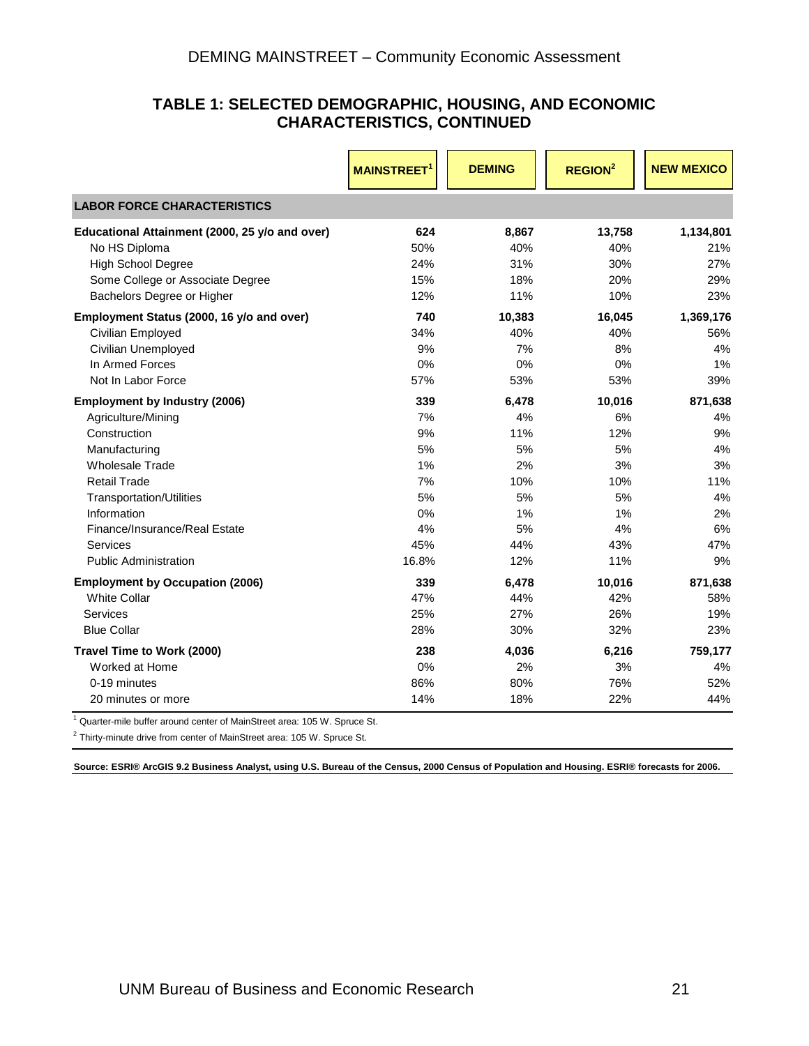## TABLE 1: SELECTED DEMOGRAPHIC, HOUSING, AND ECONOMIC CHARACTERISTICS, CONTINUED

| | MAINSTREET[1] | DEMING | REGION[2] | NEW MEXICO |
|---|---|---|---|---|
| **LABOR FORCE CHARACTERISTICS** | | | | |
| **Educational Attainment (2000, 25 y/o and over)** | **624** | **8,867** | **13,758** | **1,134,801** |
| No HS Diploma | 50% | 40% | 40% | 21% |
| High School Degree | 24% | 31% | 30% | 27% |
| Some College or Associate Degree | 15% | 18% | 20% | 29% |
| Bachelors Degree or Higher | 12% | 11% | 10% | 23% |
| **Employment Status (2000, 16 y/o and over)** | **740** | **10,383** | **16,045** | **1,369,176** |
| Civilian Employed | 34% | 40% | 40% | 56% |
| Civilian Unemployed | 9% | 7% | 8% | 4% |
| In Armed Forces | 0% | 0% | 0% | 1% |
| Not In Labor Force | 57% | 53% | 53% | 39% |
| **Employment by Industry (2006)** | **339** | **6,478** | **10,016** | **871,638** |
| Agriculture/Mining | 7% | 4% | 6% | 4% |
| Construction | 9% | 11% | 12% | 9% |
| Manufacturing | 5% | 5% | 5% | 4% |
| Wholesale Trade | 1% | 2% | 3% | 3% |
| Retail Trade | 7% | 10% | 10% | 11% |
| Transportation/Utilities | 5% | 5% | 5% | 4% |
| Information | 0% | 1% | 1% | 2% |
| Finance/Insurance/Real Estate | 4% | 5% | 4% | 6% |
| Services | 45% | 44% | 43% | 47% |
| Public Administration | 16.8% | 12% | 11% | 9% |
| **Employment by Occupation (2006)** | **339** | **6,478** | **10,016** | **871,638** |
| White Collar | 47% | 44% | 42% | 58% |
| Services | 25% | 27% | 26% | 19% |
| Blue Collar | 28% | 30% | 32% | 23% |
| **Travel Time to Work (2000)** | **238** | **4,036** | **6,216** | **759,177** |
| Worked at Home | 0% | 2% | 3% | 4% |
| 0-19 minutes | 86% | 80% | 76% | 52% |
| 20 minutes or more | 14% | 18% | 22% | 44% |

[1] Quarter-mile buffer around center of MainStreet area: 105 W. Spruce St.

[2] Thirty-minute drive from center of MainStreet area: 105 W. Spruce St.

**Source: ESRI® ArcGIS 9.2 Business Analyst, using U.S. Bureau of the Census, 2000 Census of Population and Housing. ESRI® forecasts for 2006.**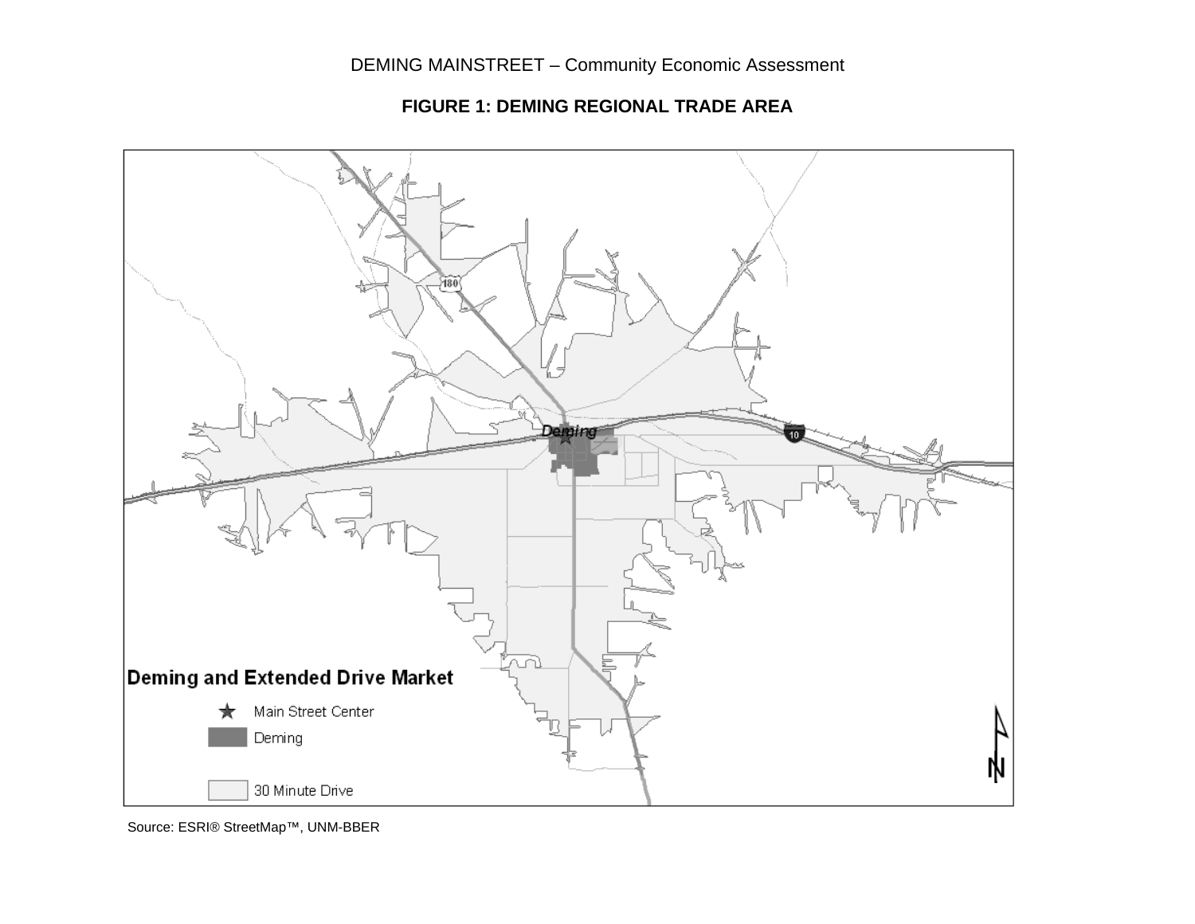**FIGURE 1: DEMING REGIONAL TRADE AREA**

Deming and Extended Drive Market

★ Main Street Center

Deming

30 Minute Drive

Source: ESRI® StreetMap™, UNM-BBER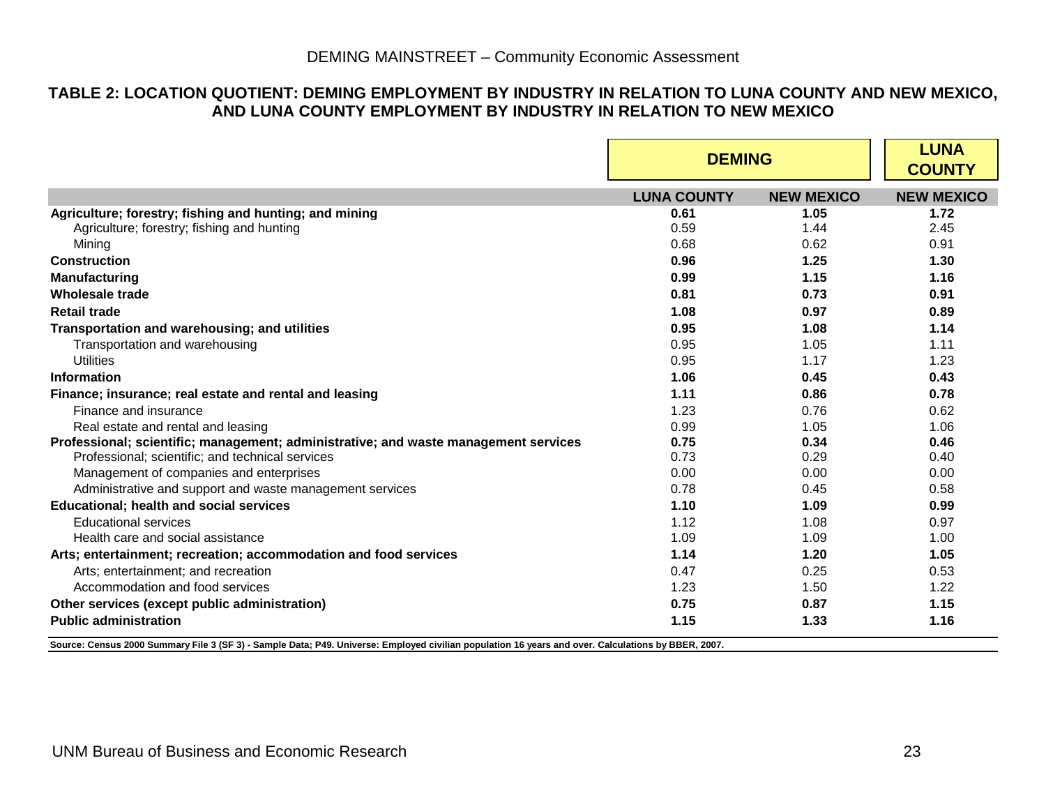## TABLE 2: LOCATION QUOTIENT: DEMING EMPLOYMENT BY INDUSTRY IN RELATION TO LUNA COUNTY AND NEW MEXICO, AND LUNA COUNTY EMPLOYMENT BY INDUSTRY IN RELATION TO NEW MEXICO

| | DEMING | | LUNA COUNTY |
|---|---|---|---|
| | LUNA COUNTY | NEW MEXICO | NEW MEXICO |
| **Agriculture; forestry; fishing and hunting; and mining** | **0.61** | **1.05** | **1.72** |
| Agriculture; forestry; fishing and hunting | 0.59 | 1.44 | 2.45 |
| Mining | 0.68 | 0.62 | 0.91 |
| **Construction** | **0.96** | **1.25** | **1.30** |
| **Manufacturing** | **0.99** | **1.15** | **1.16** |
| **Wholesale trade** | **0.81** | **0.73** | **0.91** |
| **Retail trade** | **1.08** | **0.97** | **0.89** |
| **Transportation and warehousing; and utilities** | **0.95** | **1.08** | **1.14** |
| Transportation and warehousing | 0.95 | 1.05 | 1.11 |
| Utilities | 0.95 | 1.17 | 1.23 |
| **Information** | **1.06** | **0.45** | **0.43** |
| **Finance; insurance; real estate and rental and leasing** | **1.11** | **0.86** | **0.78** |
| Finance and insurance | 1.23 | 0.76 | 0.62 |
| Real estate and rental and leasing | 0.99 | 1.05 | 1.06 |
| **Professional; scientific; management; administrative; and waste management services** | **0.75** | **0.34** | **0.46** |
| Professional; scientific; and technical services | 0.73 | 0.29 | 0.40 |
| Management of companies and enterprises | 0.00 | 0.00 | 0.00 |
| Administrative and support and waste management services | 0.78 | 0.45 | 0.58 |
| **Educational; health and social services** | **1.10** | **1.09** | **0.99** |
| Educational services | 1.12 | 1.08 | 0.97 |
| Health care and social assistance | 1.09 | 1.09 | 1.00 |
| **Arts; entertainment; recreation; accommodation and food services** | **1.14** | **1.20** | **1.05** |
| Arts; entertainment; and recreation | 0.47 | 0.25 | 0.53 |
| Accommodation and food services | 1.23 | 1.50 | 1.22 |
| **Other services (except public administration)** | **0.75** | **0.87** | **1.15** |
| **Public administration** | **1.15** | **1.33** | **1.16** |

**Source: Census 2000 Summary File 3 (SF 3) - Sample Data; P49. Universe: Employed civilian population 16 years and over. Calculations by BBER, 2007.**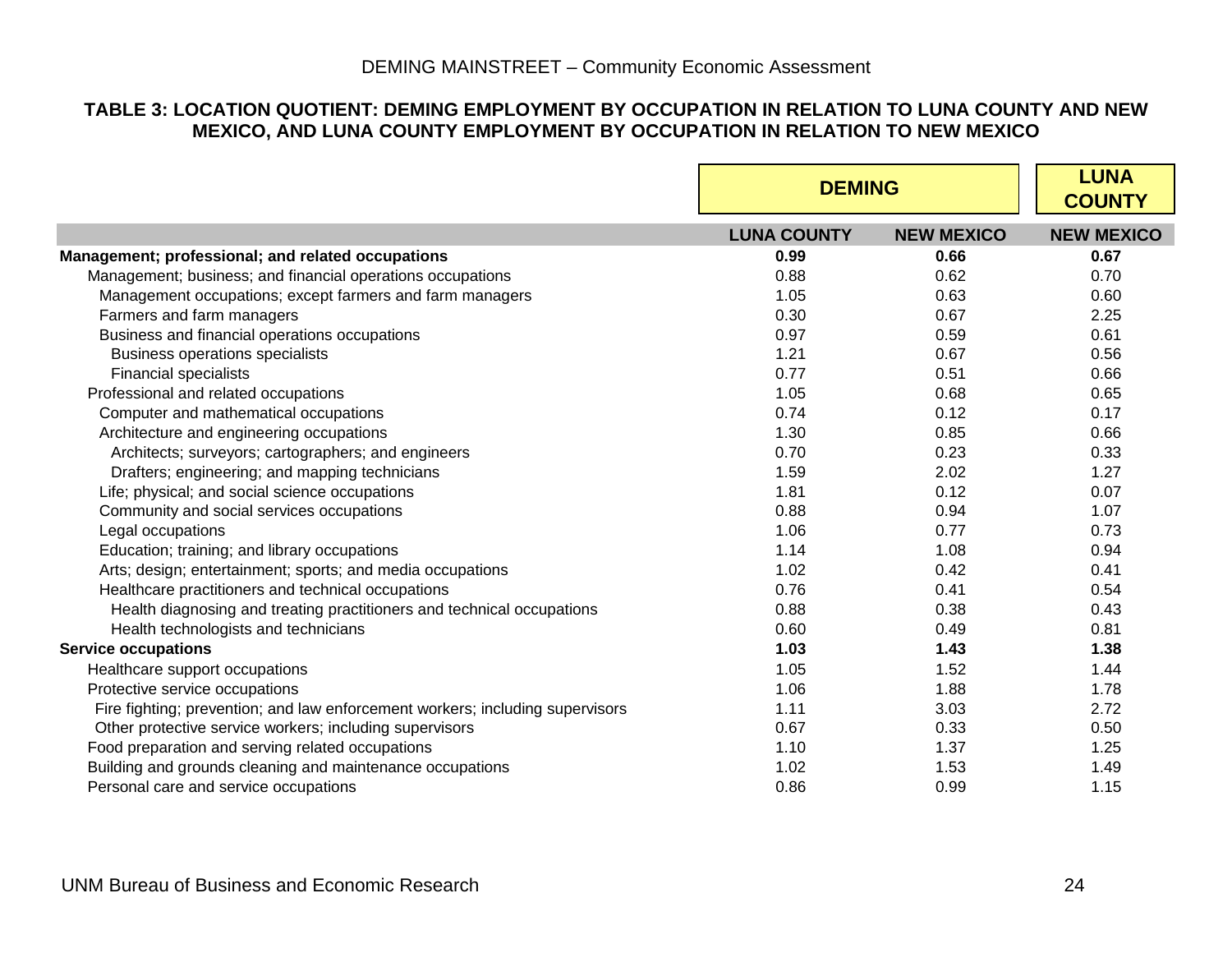**TABLE 3: LOCATION QUOTIENT: DEMING EMPLOYMENT BY OCCUPATION IN RELATION TO LUNA COUNTY AND NEW MEXICO, AND LUNA COUNTY EMPLOYMENT BY OCCUPATION IN RELATION TO NEW MEXICO**

| | DEMING | | LUNA COUNTY |
|---|---|---|---|
| | LUNA COUNTY | NEW MEXICO | NEW MEXICO |
| **Management; professional; and related occupations** | **0.99** | **0.66** | **0.67** |
| Management; business; and financial operations occupations | 0.88 | 0.62 | 0.70 |
| Management occupations; except farmers and farm managers | 1.05 | 0.63 | 0.60 |
| Farmers and farm managers | 0.30 | 0.67 | 2.25 |
| Business and financial operations occupations | 0.97 | 0.59 | 0.61 |
| Business operations specialists | 1.21 | 0.67 | 0.56 |
| Financial specialists | 0.77 | 0.51 | 0.66 |
| Professional and related occupations | 1.05 | 0.68 | 0.65 |
| Computer and mathematical occupations | 0.74 | 0.12 | 0.17 |
| Architecture and engineering occupations | 1.30 | 0.85 | 0.66 |
| Architects; surveyors; cartographers; and engineers | 0.70 | 0.23 | 0.33 |
| Drafters; engineering; and mapping technicians | 1.59 | 2.02 | 1.27 |
| Life; physical; and social science occupations | 1.81 | 0.12 | 0.07 |
| Community and social services occupations | 0.88 | 0.94 | 1.07 |
| Legal occupations | 1.06 | 0.77 | 0.73 |
| Education; training; and library occupations | 1.14 | 1.08 | 0.94 |
| Arts; design; entertainment; sports; and media occupations | 1.02 | 0.42 | 0.41 |
| Healthcare practitioners and technical occupations | 0.76 | 0.41 | 0.54 |
| Health diagnosing and treating practitioners and technical occupations | 0.88 | 0.38 | 0.43 |
| Health technologists and technicians | 0.60 | 0.49 | 0.81 |
| **Service occupations** | **1.03** | **1.43** | **1.38** |
| Healthcare support occupations | 1.05 | 1.52 | 1.44 |
| Protective service occupations | 1.06 | 1.88 | 1.78 |
| Fire fighting; prevention; and law enforcement workers; including supervisors | 1.11 | 3.03 | 2.72 |
| Other protective service workers; including supervisors | 0.67 | 0.33 | 0.50 |
| Food preparation and serving related occupations | 1.10 | 1.37 | 1.25 |
| Building and grounds cleaning and maintenance occupations | 1.02 | 1.53 | 1.49 |
| Personal care and service occupations | 0.86 | 0.99 | 1.15 |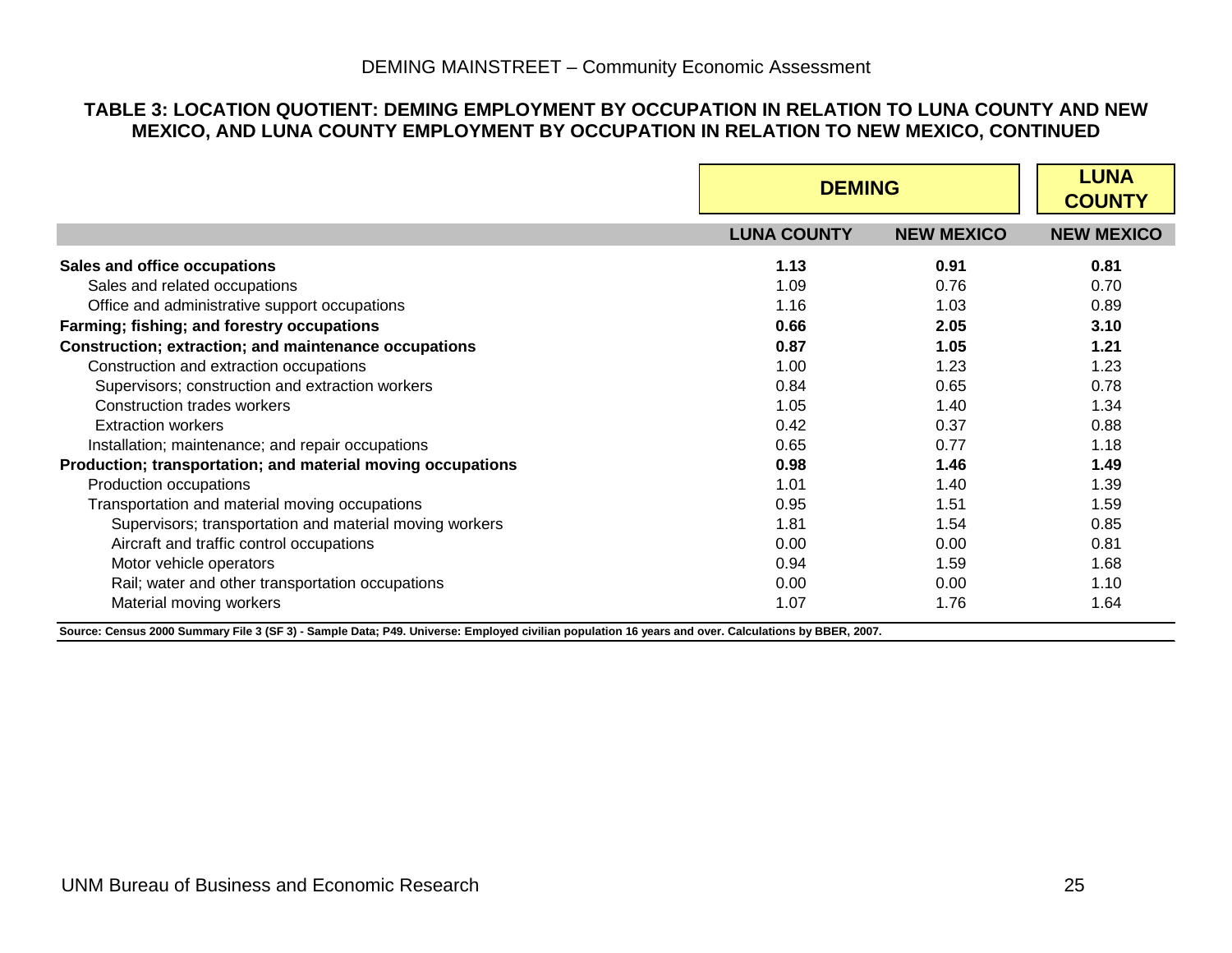**TABLE 3: LOCATION QUOTIENT: DEMING EMPLOYMENT BY OCCUPATION IN RELATION TO LUNA COUNTY AND NEW MEXICO, AND LUNA COUNTY EMPLOYMENT BY OCCUPATION IN RELATION TO NEW MEXICO, CONTINUED**

| | DEMING | | LUNA COUNTY |
|---|---|---|---|
| | LUNA COUNTY | NEW MEXICO | NEW MEXICO |
| **Sales and office occupations** | **1.13** | **0.91** | **0.81** |
| Sales and related occupations | 1.09 | 0.76 | 0.70 |
| Office and administrative support occupations | 1.16 | 1.03 | 0.89 |
| **Farming; fishing; and forestry occupations** | **0.66** | **2.05** | **3.10** |
| **Construction; extraction; and maintenance occupations** | **0.87** | **1.05** | **1.21** |
| Construction and extraction occupations | 1.00 | 1.23 | 1.23 |
| Supervisors; construction and extraction workers | 0.84 | 0.65 | 0.78 |
| Construction trades workers | 1.05 | 1.40 | 1.34 |
| Extraction workers | 0.42 | 0.37 | 0.88 |
| Installation; maintenance; and repair occupations | 0.65 | 0.77 | 1.18 |
| **Production; transportation; and material moving occupations** | **0.98** | **1.46** | **1.49** |
| Production occupations | 1.01 | 1.40 | 1.39 |
| Transportation and material moving occupations | 0.95 | 1.51 | 1.59 |
| Supervisors; transportation and material moving workers | 1.81 | 1.54 | 0.85 |
| Aircraft and traffic control occupations | 0.00 | 0.00 | 0.81 |
| Motor vehicle operators | 0.94 | 1.59 | 1.68 |
| Rail; water and other transportation occupations | 0.00 | 0.00 | 1.10 |
| Material moving workers | 1.07 | 1.76 | 1.64 |

**Source: Census 2000 Summary File 3 (SF 3) - Sample Data; P49. Universe: Employed civilian population 16 years and over. Calculations by BBER, 2007.**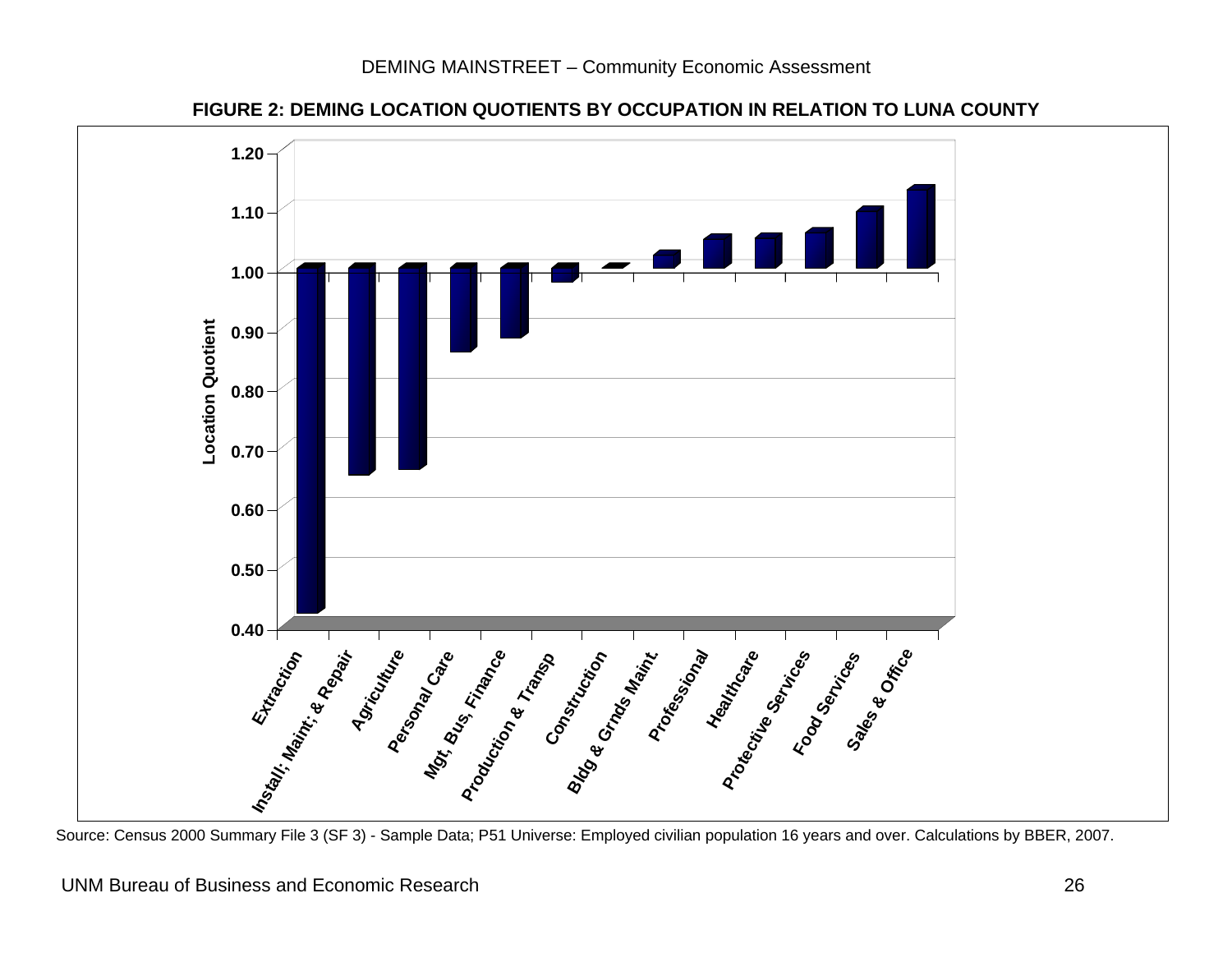**FIGURE 2: DEMING LOCATION QUOTIENTS BY OCCUPATION IN RELATION TO LUNA COUNTY**

Source: Census 2000 Summary File 3 (SF 3) - Sample Data; P51 Universe: Employed civilian population 16 years and over. Calculations by BBER, 2007.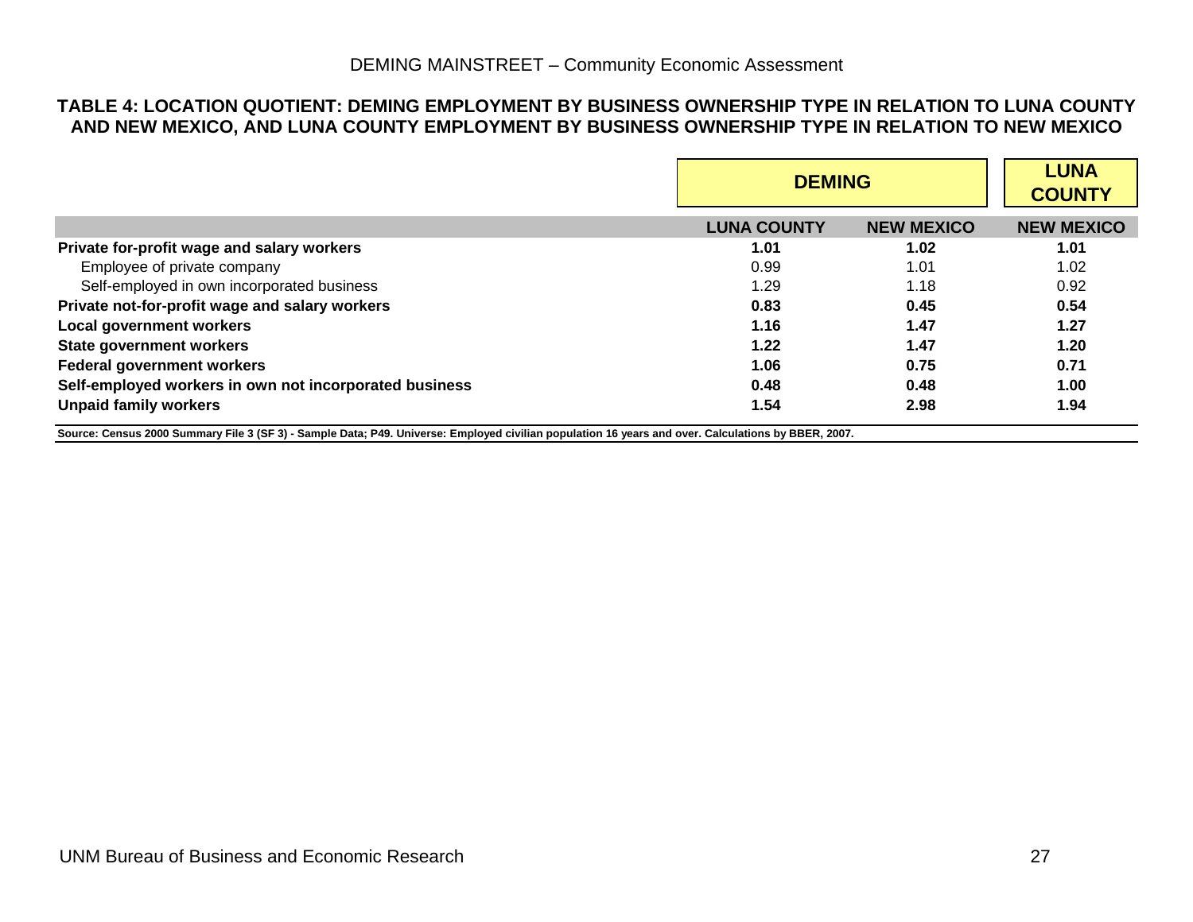**TABLE 4: LOCATION QUOTIENT: DEMING EMPLOYMENT BY BUSINESS OWNERSHIP TYPE IN RELATION TO LUNA COUNTY AND NEW MEXICO, AND LUNA COUNTY EMPLOYMENT BY BUSINESS OWNERSHIP TYPE IN RELATION TO NEW MEXICO**

| | DEMING | | LUNA COUNTY |
|---|---|---|---|
| | LUNA COUNTY | NEW MEXICO | NEW MEXICO |
| **Private for-profit wage and salary workers** | **1.01** | **1.02** | **1.01** |
| Employee of private company | 0.99 | 1.01 | 1.02 |
| Self-employed in own incorporated business | 1.29 | 1.18 | 0.92 |
| **Private not-for-profit wage and salary workers** | **0.83** | **0.45** | **0.54** |
| **Local government workers** | **1.16** | **1.47** | **1.27** |
| **State government workers** | **1.22** | **1.47** | **1.20** |
| **Federal government workers** | **1.06** | **0.75** | **0.71** |
| **Self-employed workers in own not incorporated business** | **0.48** | **0.48** | **1.00** |
| **Unpaid family workers** | **1.54** | **2.98** | **1.94** |

**Source: Census 2000 Summary File 3 (SF 3) - Sample Data; P49. Universe: Employed civilian population 16 years and over. Calculations by BBER, 2007.**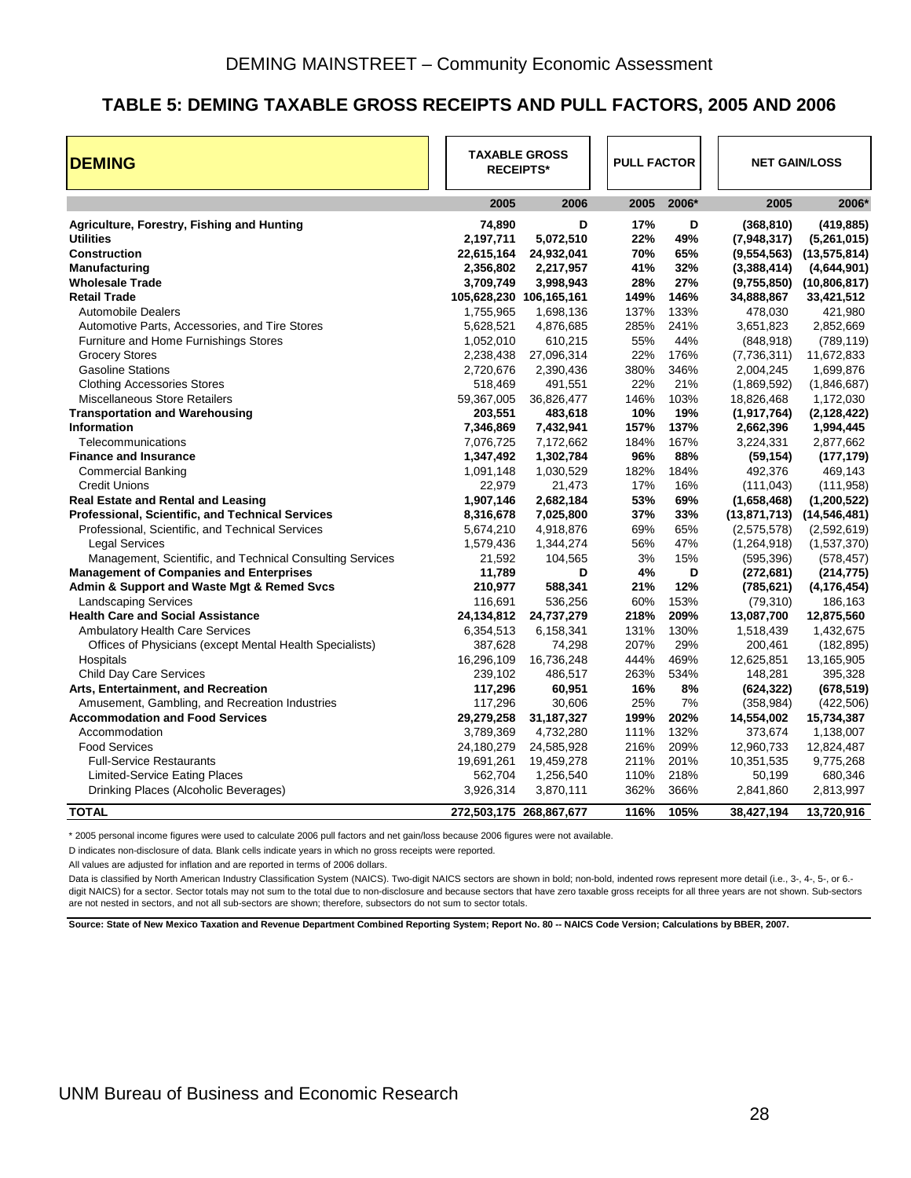## TABLE 5: DEMING TAXABLE GROSS RECEIPTS AND PULL FACTORS, 2005 AND 2006

| DEMING | TAXABLE GROSS RECEIPTS* | | PULL FACTOR | | NET GAIN/LOSS | |
|---|---|---|---|---|---|---|
| | 2005 | 2006 | 2005 | 2006* | 2005 | 2006* |
| **Agriculture, Forestry, Fishing and Hunting** | **74,890** | **D** | **17%** | **D** | **(368,810)** | **(419,885)** |
| **Utilities** | **2,197,711** | **5,072,510** | **22%** | **49%** | **(7,948,317)** | **(5,261,015)** |
| **Construction** | **22,615,164** | **24,932,041** | **70%** | **65%** | **(9,554,563)** | **(13,575,814)** |
| **Manufacturing** | **2,356,802** | **2,217,957** | **41%** | **32%** | **(3,388,414)** | **(4,644,901)** |
| **Wholesale Trade** | **3,709,749** | **3,998,943** | **28%** | **27%** | **(9,755,850)** | **(10,806,817)** |
| **Retail Trade** | **105,628,230** | **106,165,161** | **149%** | **146%** | **34,888,867** | **33,421,512** |
| Automobile Dealers | 1,755,965 | 1,698,136 | 137% | 133% | 478,030 | 421,980 |
| Automotive Parts, Accessories, and Tire Stores | 5,628,521 | 4,876,685 | 285% | 241% | 3,651,823 | 2,852,669 |
| Furniture and Home Furnishings Stores | 1,052,010 | 610,215 | 55% | 44% | (848,918) | (789,119) |
| Grocery Stores | 2,238,438 | 27,096,314 | 22% | 176% | (7,736,311) | 11,672,833 |
| Gasoline Stations | 2,720,676 | 2,390,436 | 380% | 346% | 2,004,245 | 1,699,876 |
| Clothing Accessories Stores | 518,469 | 491,551 | 22% | 21% | (1,869,592) | (1,846,687) |
| Miscellaneous Store Retailers | 59,367,005 | 36,826,477 | 146% | 103% | 18,826,468 | 1,172,030 |
| **Transportation and Warehousing** | **203,551** | **483,618** | **10%** | **19%** | **(1,917,764)** | **(2,128,422)** |
| **Information** | **7,346,869** | **7,432,941** | **157%** | **137%** | **2,662,396** | **1,994,445** |
| Telecommunications | 7,076,725 | 7,172,662 | 184% | 167% | 3,224,331 | 2,877,662 |
| **Finance and Insurance** | **1,347,492** | **1,302,784** | **96%** | **88%** | **(59,154)** | **(177,179)** |
| Commercial Banking | 1,091,148 | 1,030,529 | 182% | 184% | 492,376 | 469,143 |
| Credit Unions | 22,979 | 21,473 | 17% | 16% | (111,043) | (111,958) |
| **Real Estate and Rental and Leasing** | **1,907,146** | **2,682,184** | **53%** | **69%** | **(1,658,468)** | **(1,200,522)** |
| **Professional, Scientific, and Technical Services** | **8,316,678** | **7,025,800** | **37%** | **33%** | **(13,871,713)** | **(14,546,481)** |
| Professional, Scientific, and Technical Services | 5,674,210 | 4,918,876 | 69% | 65% | (2,575,578) | (2,592,619) |
| Legal Services | 1,579,436 | 1,344,274 | 56% | 47% | (1,264,918) | (1,537,370) |
| Management, Scientific, and Technical Consulting Services | 21,592 | 104,565 | 3% | 15% | (595,396) | (578,457) |
| **Management of Companies and Enterprises** | **11,789** | **D** | **4%** | **D** | **(272,681)** | **(214,775)** |
| **Admin & Support and Waste Mgt & Remed Svcs** | **210,977** | **588,341** | **21%** | **12%** | **(785,621)** | **(4,176,454)** |
| Landscaping Services | 116,691 | 536,256 | 60% | 153% | (79,310) | 186,163 |
| **Health Care and Social Assistance** | **24,134,812** | **24,737,279** | **218%** | **209%** | **13,087,700** | **12,875,560** |
| Ambulatory Health Care Services | 6,354,513 | 6,158,341 | 131% | 130% | 1,518,439 | 1,432,675 |
| Offices of Physicians (except Mental Health Specialists) | 387,628 | 74,298 | 207% | 29% | 200,461 | (182,895) |
| Hospitals | 16,296,109 | 16,736,248 | 444% | 469% | 12,625,851 | 13,165,905 |
| Child Day Care Services | 239,102 | 486,517 | 263% | 534% | 148,281 | 395,328 |
| **Arts, Entertainment, and Recreation** | **117,296** | **60,951** | **16%** | **8%** | **(624,322)** | **(678,519)** |
| Amusement, Gambling, and Recreation Industries | 117,296 | 30,606 | 25% | 7% | (358,984) | (422,506) |
| **Accommodation and Food Services** | **29,279,258** | **31,187,327** | **199%** | **202%** | **14,554,002** | **15,734,387** |
| Accommodation | 3,789,369 | 4,732,280 | 111% | 132% | 373,674 | 1,138,007 |
| Food Services | 24,180,279 | 24,585,928 | 216% | 209% | 12,960,733 | 12,824,487 |
| Full-Service Restaurants | 19,691,261 | 19,459,278 | 211% | 201% | 10,351,535 | 9,775,268 |
| Limited-Service Eating Places | 562,704 | 1,256,540 | 110% | 218% | 50,199 | 680,346 |
| Drinking Places (Alcoholic Beverages) | 3,926,314 | 3,870,111 | 362% | 366% | 2,841,860 | 2,813,997 |
| **TOTAL** | **272,503,175** | **268,867,677** | **116%** | **105%** | **38,427,194** | **13,720,916** |

\* 2005 personal income figures were used to calculate 2006 pull factors and net gain/loss because 2006 figures were not available.

D indicates non-disclosure of data. Blank cells indicate years in which no gross receipts were reported.

All values are adjusted for inflation and are reported in terms of 2006 dollars.

Data is classified by North American Industry Classification System (NAICS). Two-digit NAICS sectors are shown in bold; non-bold, indented rows represent more detail (i.e., 3-, 4-, 5-, or 6-digit NAICS) for a sector. Sector totals may not sum to the total due to non-disclosure and because sectors that have zero taxable gross receipts for all three years are not shown. Sub-sectors are not nested in sectors, and not all sub-sectors are shown; therefore, subsectors do not sum to sector totals.

**Source: State of New Mexico Taxation and Revenue Department Combined Reporting System; Report No. 80 -- NAICS Code Version; Calculations by BBER, 2007.**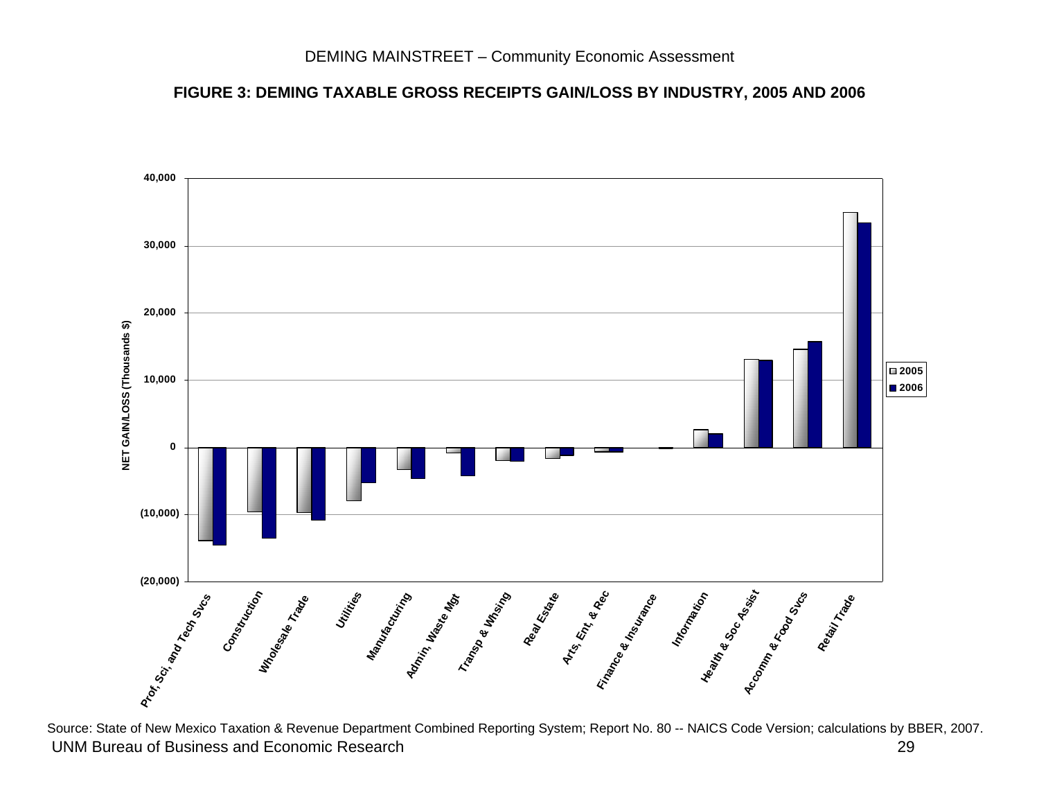**FIGURE 3: DEMING TAXABLE GROSS RECEIPTS GAIN/LOSS BY INDUSTRY, 2005 AND 2006**

NET GAIN/LOSS (Thousands $)

40,000
30,000
20,000
10,000
0
(10,000)
(20,000)

■ 2005
■ 2006

Prof, Sci, and Tech Svcs | Construction | Wholesale Trade | Utilities | Manufacturing | Admin, Waste Mgt | Transp & Whsing | Real Estate | Arts, Ent, & Rec | Finance & Insurance | Information | Health & Soc Assist | Accomm & Food Svcs | Retail Trade

Source: State of New Mexico Taxation & Revenue Department Combined Reporting System; Report No. 80 -- NAICS Code Version; calculations by BBER, 2007.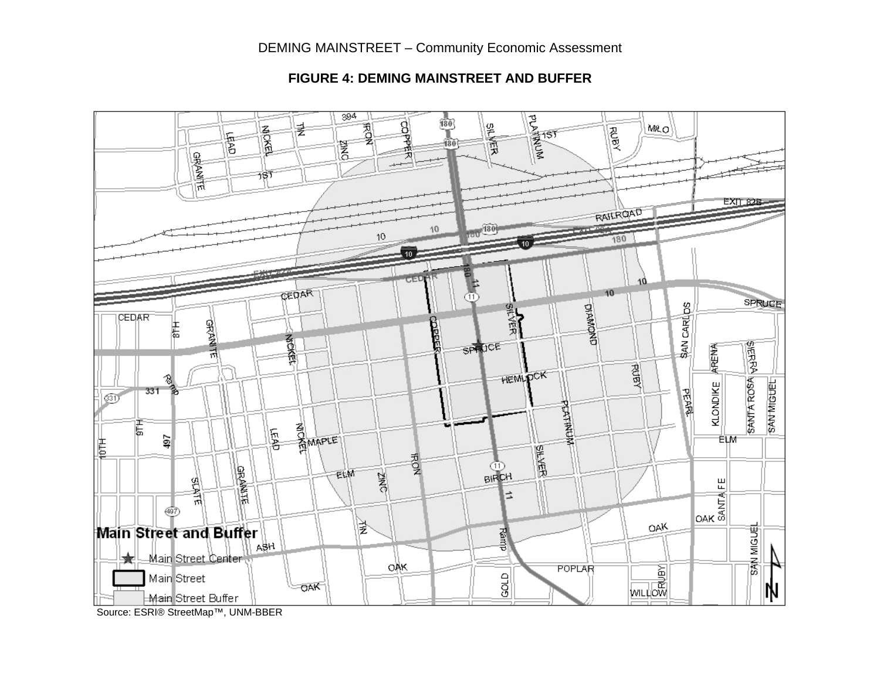## FIGURE 4: DEMING MAINSTREET AND BUFFER

Source: ESRI® StreetMap™, UNM-BBER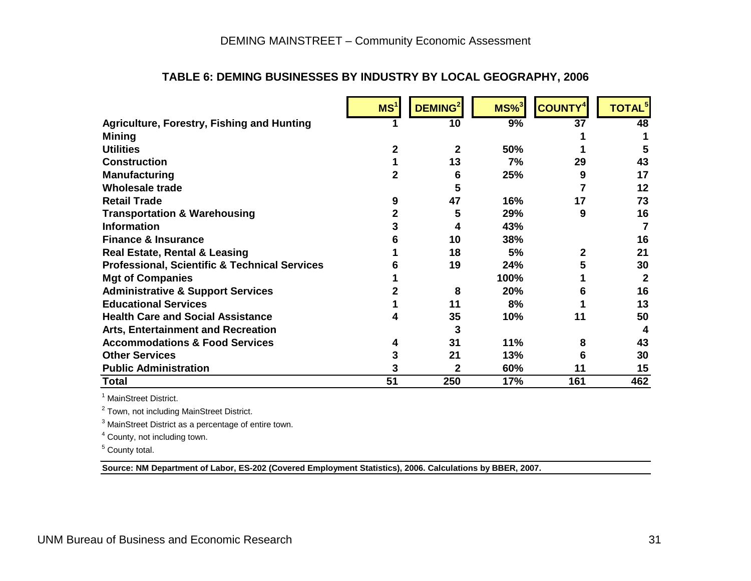### TABLE 6: DEMING BUSINESSES BY INDUSTRY BY LOCAL GEOGRAPHY, 2006

| | MS[1] | DEMING[2] | MS%[3] | COUNTY[4] | TOTAL[5] |
|---|---|---|---|---|---|
| **Agriculture, Forestry, Fishing and Hunting** | 1 | 10 | 9% | 37 | 48 |
| **Mining** | | | | 1 | 1 |
| **Utilities** | 2 | 2 | 50% | 1 | 5 |
| **Construction** | 1 | 13 | 7% | 29 | 43 |
| **Manufacturing** | 2 | 6 | 25% | 9 | 17 |
| **Wholesale trade** | | 5 | | 7 | 12 |
| **Retail Trade** | 9 | 47 | 16% | 17 | 73 |
| **Transportation & Warehousing** | 2 | 5 | 29% | 9 | 16 |
| **Information** | 3 | 4 | 43% | | 7 |
| **Finance & Insurance** | 6 | 10 | 38% | | 16 |
| **Real Estate, Rental & Leasing** | 1 | 18 | 5% | 2 | 21 |
| **Professional, Scientific & Technical Services** | 6 | 19 | 24% | 5 | 30 |
| **Mgt of Companies** | 1 | | 100% | 1 | 2 |
| **Administrative & Support Services** | 2 | 8 | 20% | 6 | 16 |
| **Educational Services** | 1 | 11 | 8% | 1 | 13 |
| **Health Care and Social Assistance** | 4 | 35 | 10% | 11 | 50 |
| **Arts, Entertainment and Recreation** | | 3 | | | 4 |
| **Accommodations & Food Services** | 4 | 31 | 11% | 8 | 43 |
| **Other Services** | 3 | 21 | 13% | 6 | 30 |
| **Public Administration** | 3 | 2 | 60% | 11 | 15 |
| **Total** | **51** | **250** | **17%** | **161** | **462** |

[1] MainStreet District.

[2] Town, not including MainStreet District.

[3] MainStreet District as a percentage of entire town.

[4] County, not including town.

[5] County total.

**Source: NM Department of Labor, ES-202 (Covered Employment Statistics), 2006. Calculations by BBER, 2007.**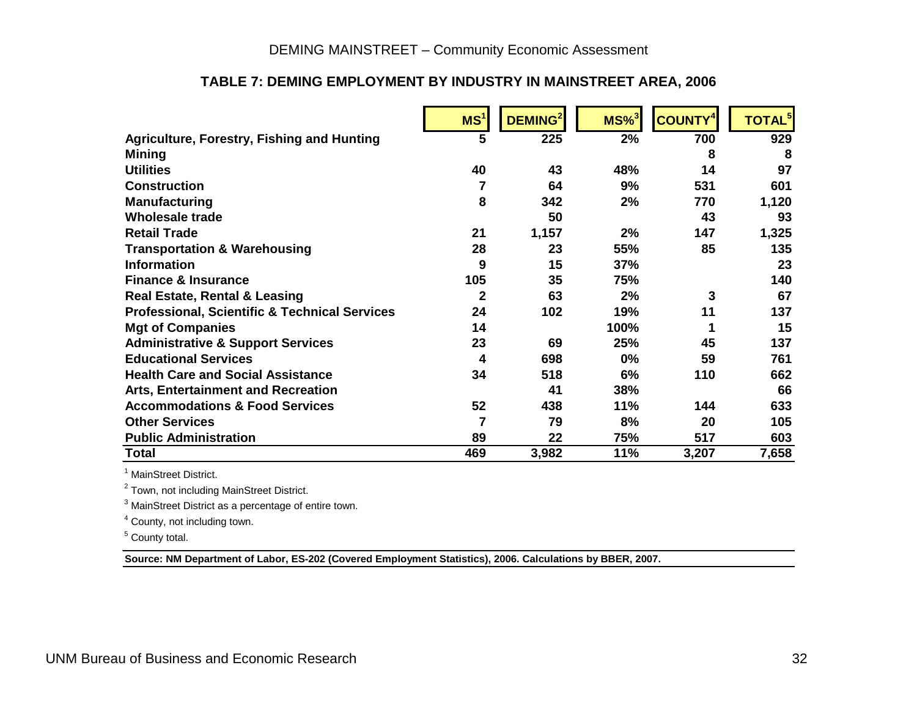## TABLE 7: DEMING EMPLOYMENT BY INDUSTRY IN MAINSTREET AREA, 2006

| | MS[1] | DEMING[2] | MS%[3] | COUNTY[4] | TOTAL[5] |
|---|---|---|---|---|---|
| **Agriculture, Forestry, Fishing and Hunting** | 5 | 225 | 2% | 700 | 929 |
| **Mining** | | | | 8 | 8 |
| **Utilities** | 40 | 43 | 48% | 14 | 97 |
| **Construction** | 7 | 64 | 9% | 531 | 601 |
| **Manufacturing** | 8 | 342 | 2% | 770 | 1,120 |
| **Wholesale trade** | | 50 | | 43 | 93 |
| **Retail Trade** | 21 | 1,157 | 2% | 147 | 1,325 |
| **Transportation & Warehousing** | 28 | 23 | 55% | 85 | 135 |
| **Information** | 9 | 15 | 37% | | 23 |
| **Finance & Insurance** | 105 | 35 | 75% | | 140 |
| **Real Estate, Rental & Leasing** | 2 | 63 | 2% | 3 | 67 |
| **Professional, Scientific & Technical Services** | 24 | 102 | 19% | 11 | 137 |
| **Mgt of Companies** | 14 | | 100% | 1 | 15 |
| **Administrative & Support Services** | 23 | 69 | 25% | 45 | 137 |
| **Educational Services** | 4 | 698 | 0% | 59 | 761 |
| **Health Care and Social Assistance** | 34 | 518 | 6% | 110 | 662 |
| **Arts, Entertainment and Recreation** | | 41 | 38% | | 66 |
| **Accommodations & Food Services** | 52 | 438 | 11% | 144 | 633 |
| **Other Services** | 7 | 79 | 8% | 20 | 105 |
| **Public Administration** | 89 | 22 | 75% | 517 | 603 |
| **Total** | 469 | 3,982 | 11% | 3,207 | 7,658 |

[1] MainStreet District.

[2] Town, not including MainStreet District.

[3] MainStreet District as a percentage of entire town.

[4] County, not including town.

[5] County total.

**Source: NM Department of Labor, ES-202 (Covered Employment Statistics), 2006. Calculations by BBER, 2007.**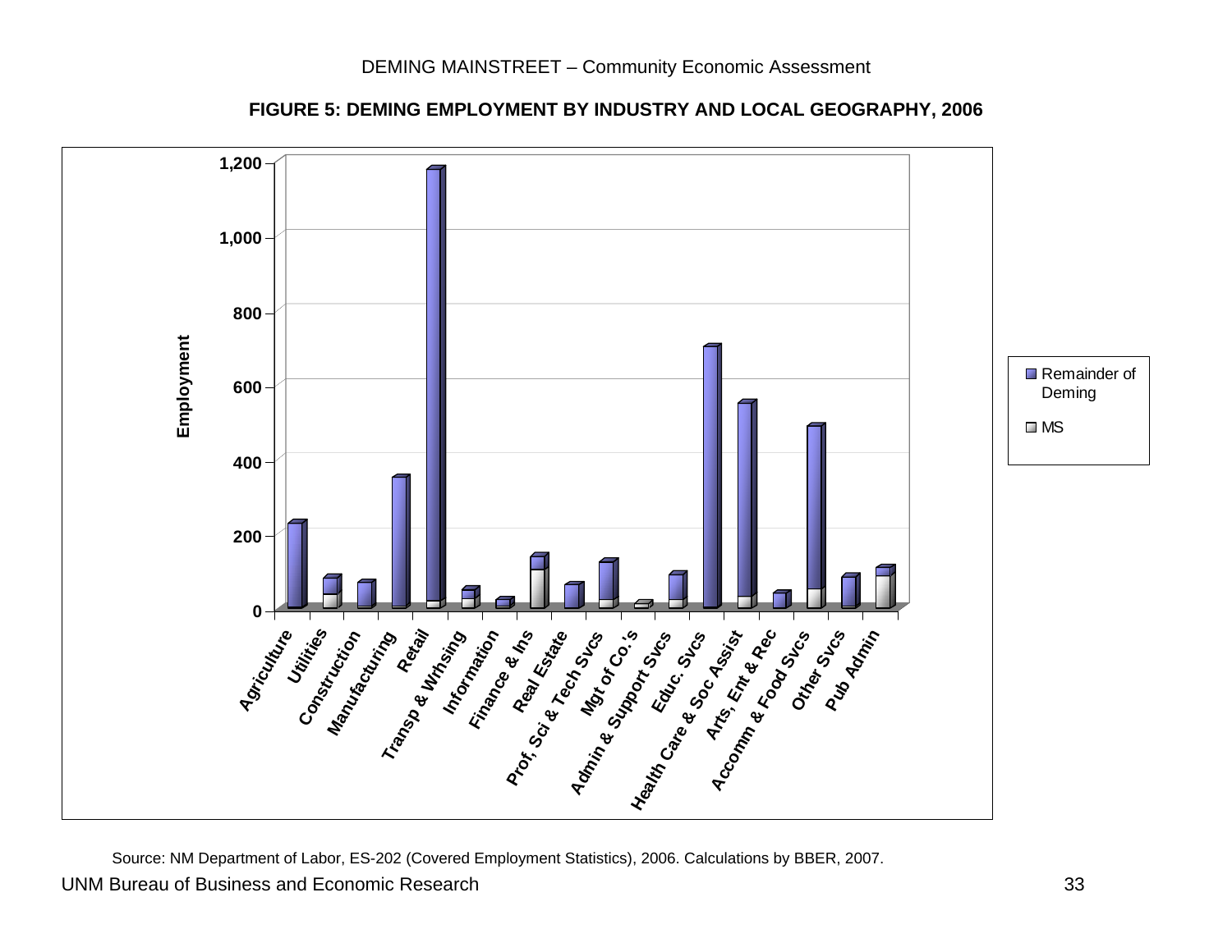**FIGURE 5: DEMING EMPLOYMENT BY INDUSTRY AND LOCAL GEOGRAPHY, 2006**

Source: NM Department of Labor, ES-202 (Covered Employment Statistics), 2006. Calculations by BBER, 2007.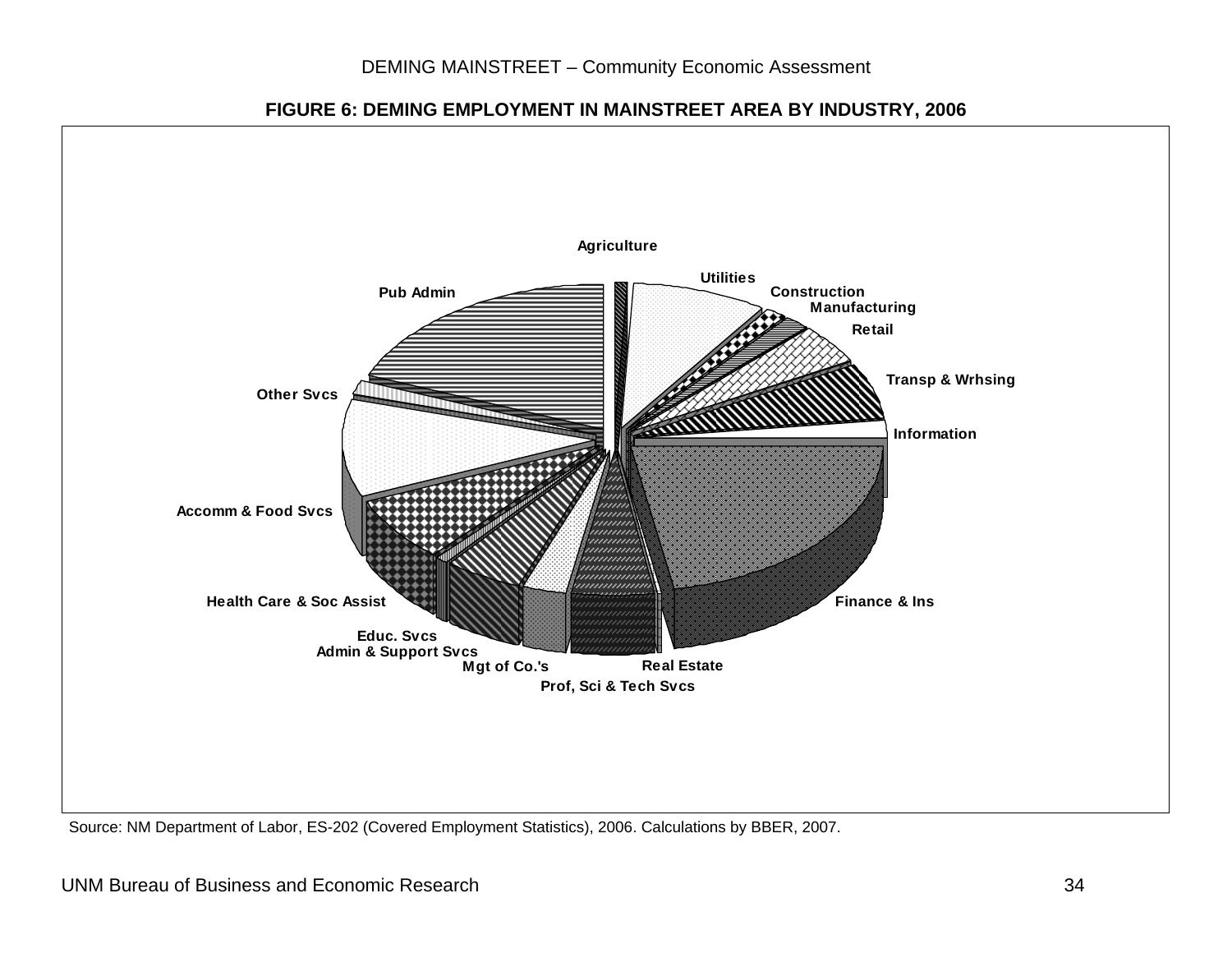**FIGURE 6: DEMING EMPLOYMENT IN MAINSTREET AREA BY INDUSTRY, 2006**

Agriculture
Utilities
Construction
Manufacturing
Retail
Transp & Wrhsing
Information
Finance & Ins
Real Estate
Prof, Sci & Tech Svcs
Mgt of Co.'s
Admin & Support Svcs
Educ. Svcs
Health Care & Soc Assist
Accomm & Food Svcs
Other Svcs
Pub Admin

Source: NM Department of Labor, ES-202 (Covered Employment Statistics), 2006. Calculations by BBER, 2007.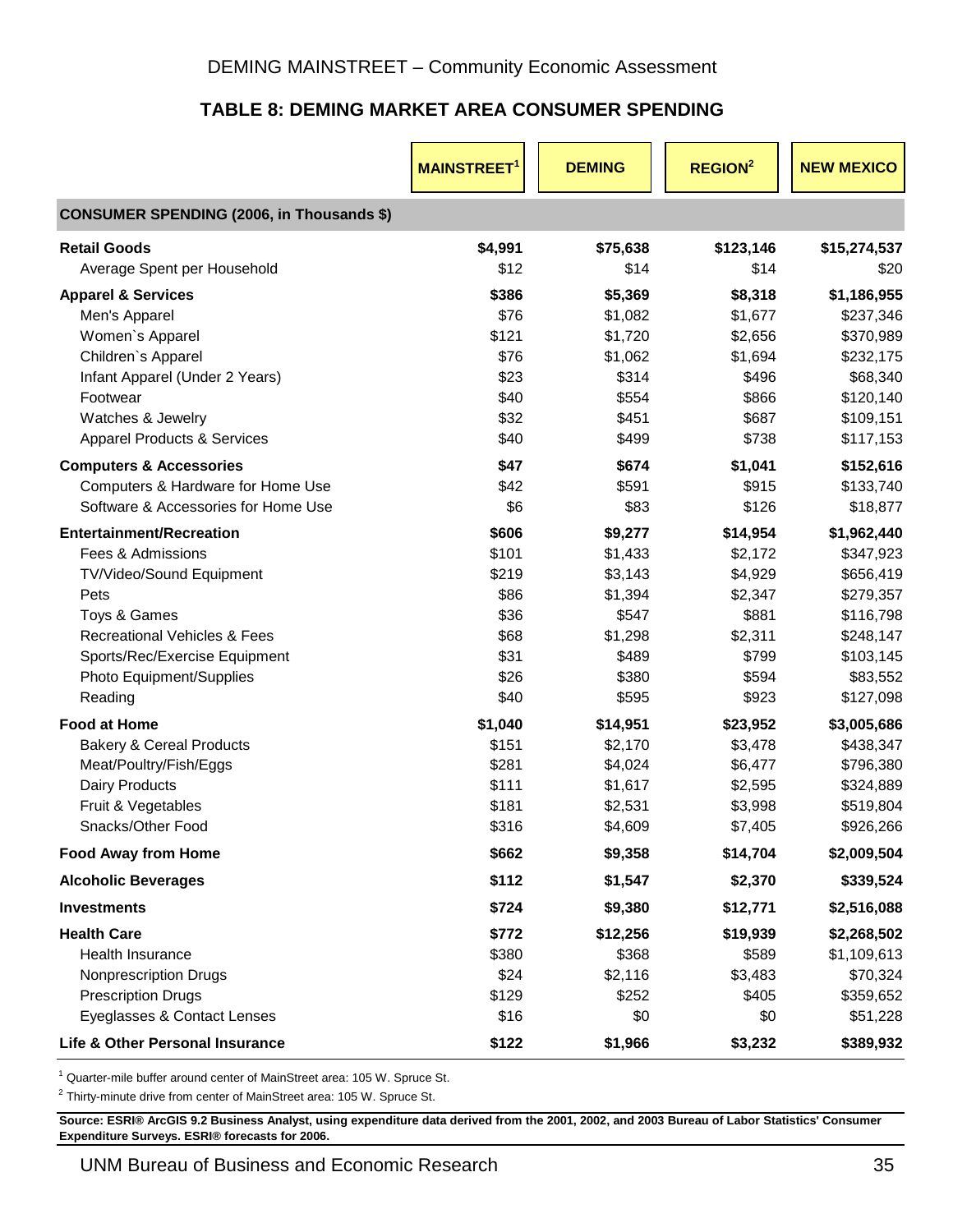## TABLE 8: DEMING MARKET AREA CONSUMER SPENDING

| | MAINSTREET[1] | DEMING | REGION[2] | NEW MEXICO |
|---|---|---|---|---|
| **CONSUMER SPENDING (2006, in Thousands $)** | | | | |
| **Retail Goods** | **$4,991** | **$75,638** | **$123,146** | **$15,274,537** |
| Average Spent per Household | $12 | $14 | $14 | $20 |
| **Apparel & Services** | **$386** | **$5,369** | **$8,318** | **$1,186,955** |
| Men's Apparel | $76 | $1,082 | $1,677 | $237,346 |
| Women`s Apparel | $121 | $1,720 | $2,656 | $370,989 |
| Children`s Apparel | $76 | $1,062 | $1,694 | $232,175 |
| Infant Apparel (Under 2 Years) | $23 | $314 | $496 | $68,340 |
| Footwear | $40 | $554 | $866 | $120,140 |
| Watches & Jewelry | $32 | $451 | $687 | $109,151 |
| Apparel Products & Services | $40 | $499 | $738 | $117,153 |
| **Computers & Accessories** | **$47** | **$674** | **$1,041** | **$152,616** |
| Computers & Hardware for Home Use | $42 | $591 | $915 | $133,740 |
| Software & Accessories for Home Use | $6 | $83 | $126 | $18,877 |
| **Entertainment/Recreation** | **$606** | **$9,277** | **$14,954** | **$1,962,440** |
| Fees & Admissions | $101 | $1,433 | $2,172 | $347,923 |
| TV/Video/Sound Equipment | $219 | $3,143 | $4,929 | $656,419 |
| Pets | $86 | $1,394 | $2,347 | $279,357 |
| Toys & Games | $36 | $547 | $881 | $116,798 |
| Recreational Vehicles & Fees | $68 | $1,298 | $2,311 | $248,147 |
| Sports/Rec/Exercise Equipment | $31 | $489 | $799 | $103,145 |
| Photo Equipment/Supplies | $26 | $380 | $594 | $83,552 |
| Reading | $40 | $595 | $923 | $127,098 |
| **Food at Home** | **$1,040** | **$14,951** | **$23,952** | **$3,005,686** |
| Bakery & Cereal Products | $151 | $2,170 | $3,478 | $438,347 |
| Meat/Poultry/Fish/Eggs | $281 | $4,024 | $6,477 | $796,380 |
| Dairy Products | $111 | $1,617 | $2,595 | $324,889 |
| Fruit & Vegetables | $181 | $2,531 | $3,998 | $519,804 |
| Snacks/Other Food | $316 | $4,609 | $7,405 | $926,266 |
| **Food Away from Home** | **$662** | **$9,358** | **$14,704** | **$2,009,504** |
| **Alcoholic Beverages** | **$112** | **$1,547** | **$2,370** | **$339,524** |
| **Investments** | **$724** | **$9,380** | **$12,771** | **$2,516,088** |
| **Health Care** | **$772** | **$12,256** | **$19,939** | **$2,268,502** |
| Health Insurance | $380 | $368 | $589 | $1,109,613 |
| Nonprescription Drugs | $24 | $2,116 | $3,483 | $70,324 |
| Prescription Drugs | $129 | $252 | $405 | $359,652 |
| Eyeglasses & Contact Lenses | $16 | $0 | $0 | $51,228 |
| **Life & Other Personal Insurance** | **$122** | **$1,966** | **$3,232** | **$389,932** |

[1] Quarter-mile buffer around center of MainStreet area: 105 W. Spruce St.

[2] Thirty-minute drive from center of MainStreet area: 105 W. Spruce St.

**Source: ESRI® ArcGIS 9.2 Business Analyst, using expenditure data derived from the 2001, 2002, and 2003 Bureau of Labor Statistics' Consumer Expenditure Surveys. ESRI® forecasts for 2006.**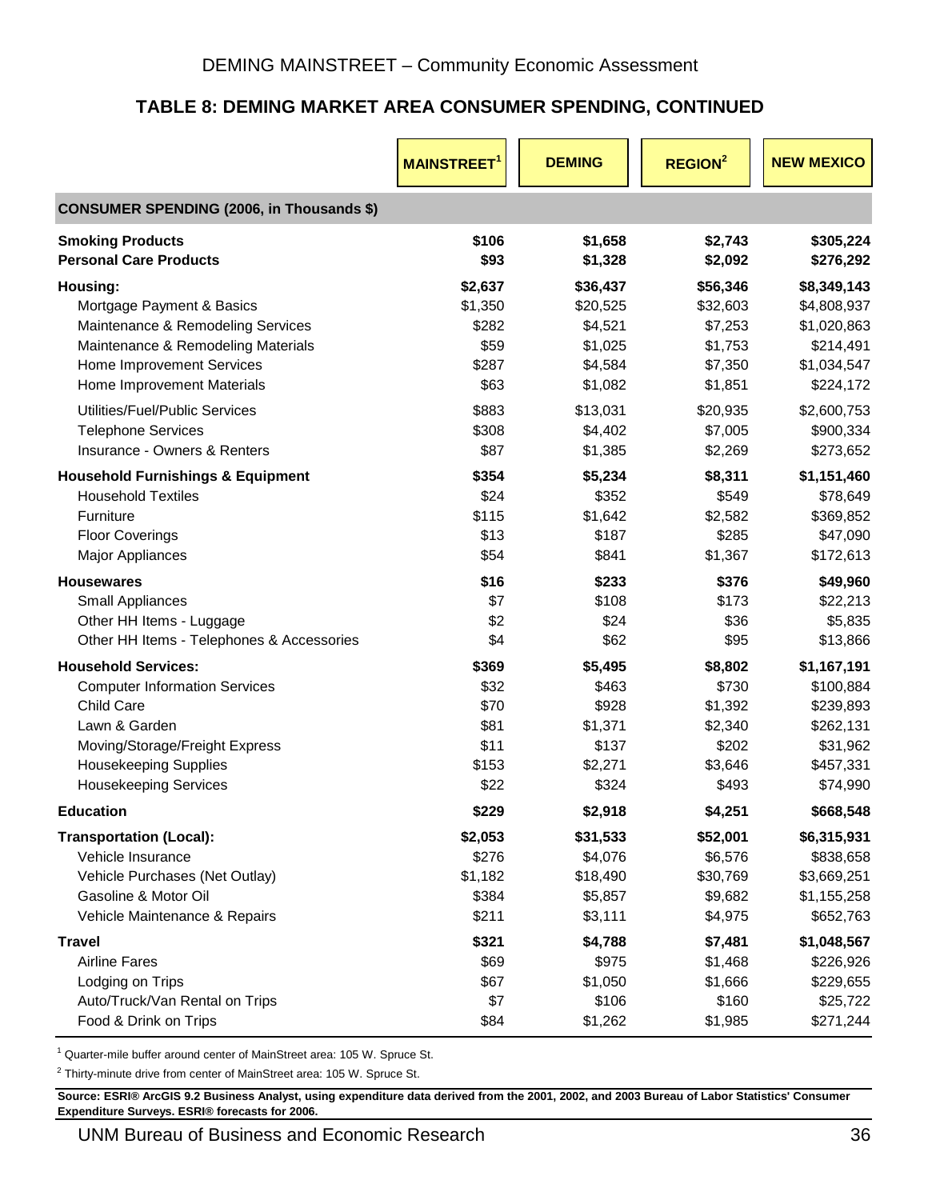## TABLE 8: DEMING MARKET AREA CONSUMER SPENDING, CONTINUED

| | MAINSTREET[1] | DEMING | REGION[2] | NEW MEXICO |
|---|---|---|---|---|
| **CONSUMER SPENDING (2006, in Thousands $)** | | | | |
| **Smoking Products** | **$106** | **$1,658** | **$2,743** | **$305,224** |
| **Personal Care Products** | **$93** | **$1,328** | **$2,092** | **$276,292** |
| **Housing:** | **$2,637** | **$36,437** | **$56,346** | **$8,349,143** |
| Mortgage Payment & Basics | $1,350 | $20,525 | $32,603 | $4,808,937 |
| Maintenance & Remodeling Services | $282 | $4,521 | $7,253 | $1,020,863 |
| Maintenance & Remodeling Materials | $59 | $1,025 | $1,753 | $214,491 |
| Home Improvement Services | $287 | $4,584 | $7,350 | $1,034,547 |
| Home Improvement Materials | $63 | $1,082 | $1,851 | $224,172 |
| Utilities/Fuel/Public Services | $883 | $13,031 | $20,935 | $2,600,753 |
| Telephone Services | $308 | $4,402 | $7,005 | $900,334 |
| Insurance - Owners & Renters | $87 | $1,385 | $2,269 | $273,652 |
| **Household Furnishings & Equipment** | **$354** | **$5,234** | **$8,311** | **$1,151,460** |
| Household Textiles | $24 | $352 | $549 | $78,649 |
| Furniture | $115 | $1,642 | $2,582 | $369,852 |
| Floor Coverings | $13 | $187 | $285 | $47,090 |
| Major Appliances | $54 | $841 | $1,367 | $172,613 |
| **Housewares** | **$16** | **$233** | **$376** | **$49,960** |
| Small Appliances | $7 | $108 | $173 | $22,213 |
| Other HH Items - Luggage | $2 | $24 | $36 | $5,835 |
| Other HH Items - Telephones & Accessories | $4 | $62 | $95 | $13,866 |
| **Household Services:** | **$369** | **$5,495** | **$8,802** | **$1,167,191** |
| Computer Information Services | $32 | $463 | $730 | $100,884 |
| Child Care | $70 | $928 | $1,392 | $239,893 |
| Lawn & Garden | $81 | $1,371 | $2,340 | $262,131 |
| Moving/Storage/Freight Express | $11 | $137 | $202 | $31,962 |
| Housekeeping Supplies | $153 | $2,271 | $3,646 | $457,331 |
| Housekeeping Services | $22 | $324 | $493 | $74,990 |
| **Education** | **$229** | **$2,918** | **$4,251** | **$668,548** |
| **Transportation (Local):** | **$2,053** | **$31,533** | **$52,001** | **$6,315,931** |
| Vehicle Insurance | $276 | $4,076 | $6,576 | $838,658 |
| Vehicle Purchases (Net Outlay) | $1,182 | $18,490 | $30,769 | $3,669,251 |
| Gasoline & Motor Oil | $384 | $5,857 | $9,682 | $1,155,258 |
| Vehicle Maintenance & Repairs | $211 | $3,111 | $4,975 | $652,763 |
| **Travel** | **$321** | **$4,788** | **$7,481** | **$1,048,567** |
| Airline Fares | $69 | $975 | $1,468 | $226,926 |
| Lodging on Trips | $67 | $1,050 | $1,666 | $229,655 |
| Auto/Truck/Van Rental on Trips | $7 | $106 | $160 | $25,722 |
| Food & Drink on Trips | $84 | $1,262 | $1,985 | $271,244 |

[1] Quarter-mile buffer around center of MainStreet area: 105 W. Spruce St.

[2] Thirty-minute drive from center of MainStreet area: 105 W. Spruce St.

**Source: ESRI® ArcGIS 9.2 Business Analyst, using expenditure data derived from the 2001, 2002, and 2003 Bureau of Labor Statistics' Consumer Expenditure Surveys. ESRI® forecasts for 2006.**